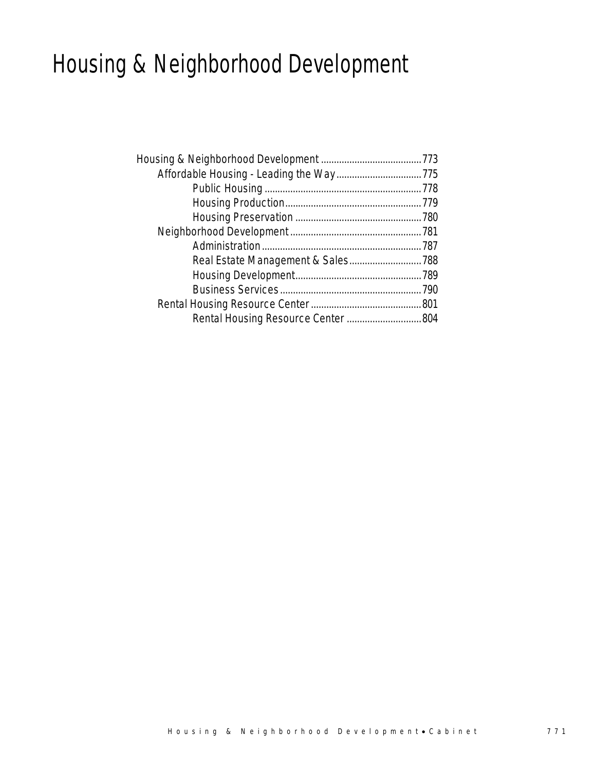# Housing & Neighborhood Development

- Housing & Neighborhood Development ....................................... 773
  - Affordable Housing - Leading the Way ................................. 775
    - Public Housing ............................................................. 778
    - Housing Production ..................................................... 779
    - Housing Preservation ................................................. 780
  - Neighborhood Development ................................................... 781
    - Administration .............................................................. 787
    - Real Estate Management & Sales ............................ 788
    - Housing Development ................................................. 789
    - Business Services ....................................................... 790
  - Rental Housing Resource Center ........................................... 801
    - Rental Housing Resource Center ............................. 804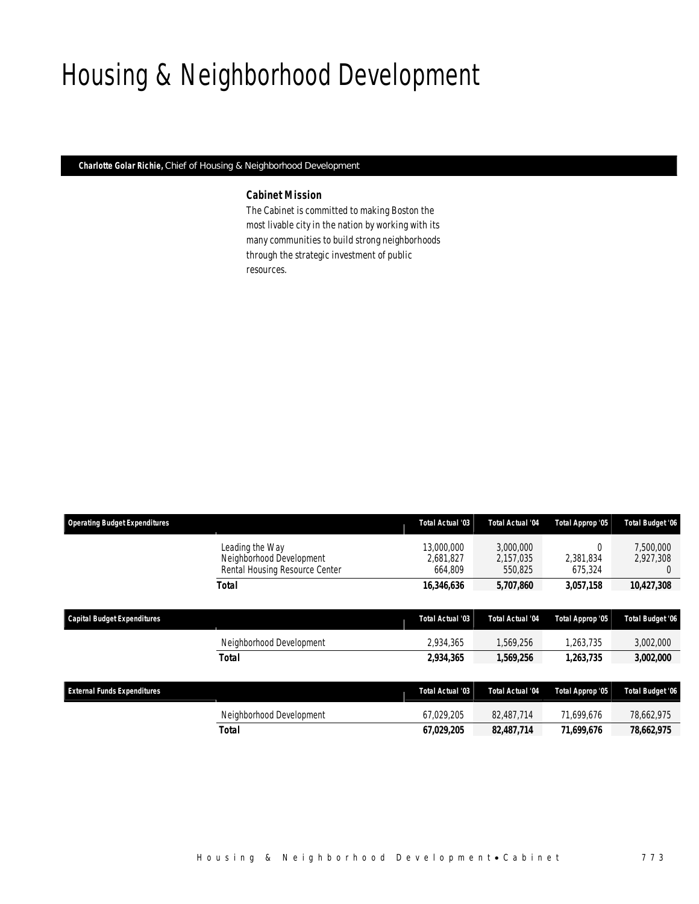# Housing & Neighborhood Development

**Charlotte Golar Richie,** Chief of Housing & Neighborhood Development

### Cabinet Mission

The Cabinet is committed to making Boston the most livable city in the nation by working with its many communities to build strong neighborhoods through the strategic investment of public resources.

| Operating Budget Expenditures | | Total Actual '03 | Total Actual '04 | Total Approp '05 | Total Budget '06 |
|---|---|---|---|---|---|
| | Leading the Way | 13,000,000 | 3,000,000 | 0 | 7,500,000 |
| | Neighborhood Development | 2,681,827 | 2,157,035 | 2,381,834 | 2,927,308 |
| | Rental Housing Resource Center | 664,809 | 550,825 | 675,324 | 0 |
| | **Total** | **16,346,636** | **5,707,860** | **3,057,158** | **10,427,308** |

| Capital Budget Expenditures | | Total Actual '03 | Total Actual '04 | Total Approp '05 | Total Budget '06 |
|---|---|---|---|---|---|
| | Neighborhood Development | 2,934,365 | 1,569,256 | 1,263,735 | 3,002,000 |
| | **Total** | **2,934,365** | **1,569,256** | **1,263,735** | **3,002,000** |

| External Funds Expenditures | | Total Actual '03 | Total Actual '04 | Total Approp '05 | Total Budget '06 |
|---|---|---|---|---|---|
| | Neighborhood Development | 67,029,205 | 82,487,714 | 71,699,676 | 78,662,975 |
| | **Total** | **67,029,205** | **82,487,714** | **71,699,676** | **78,662,975** |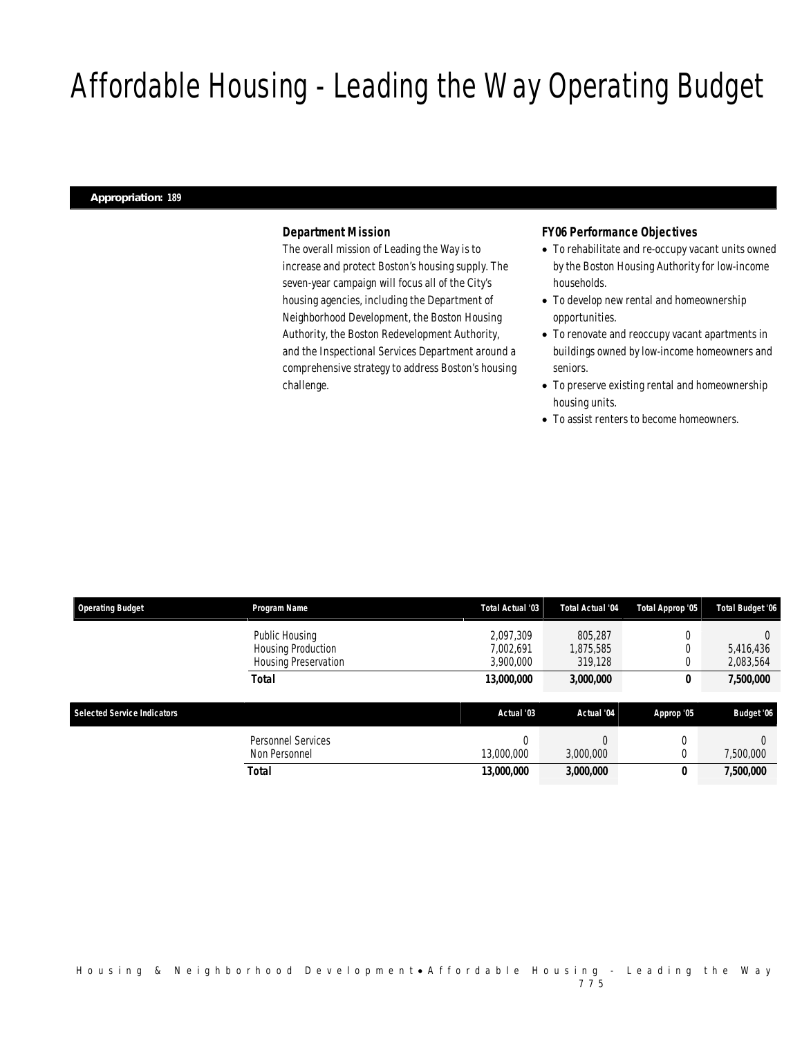# Affordable Housing - Leading the Way Operating Budget

**Appropriation: 189**

### Department Mission

The overall mission of Leading the Way is to increase and protect Boston's housing supply. The seven-year campaign will focus all of the City's housing agencies, including the Department of Neighborhood Development, the Boston Housing Authority, the Boston Redevelopment Authority, and the Inspectional Services Department around a comprehensive strategy to address Boston's housing challenge.

### FY06 Performance Objectives

- To rehabilitate and re-occupy vacant units owned by the Boston Housing Authority for low-income households.
- To develop new rental and homeownership opportunities.
- To renovate and reoccupy vacant apartments in buildings owned by low-income homeowners and seniors.
- To preserve existing rental and homeownership housing units.
- To assist renters to become homeowners.

| Operating Budget | Program Name | Total Actual '03 | Total Actual '04 | Total Approp '05 | Total Budget '06 |
|---|---|---|---|---|---|
| | Public Housing | 2,097,309 | 805,287 | 0 | 0 |
| | Housing Production | 7,002,691 | 1,875,585 | 0 | 5,416,436 |
| | Housing Preservation | 3,900,000 | 319,128 | 0 | 2,083,564 |
| | **Total** | **13,000,000** | **3,000,000** | **0** | **7,500,000** |

| Selected Service Indicators | | Actual '03 | Actual '04 | Approp '05 | Budget '06 |
|---|---|---|---|---|---|
| | Personnel Services | 0 | 0 | 0 | 0 |
| | Non Personnel | 13,000,000 | 3,000,000 | 0 | 7,500,000 |
| | **Total** | **13,000,000** | **3,000,000** | **0** | **7,500,000** |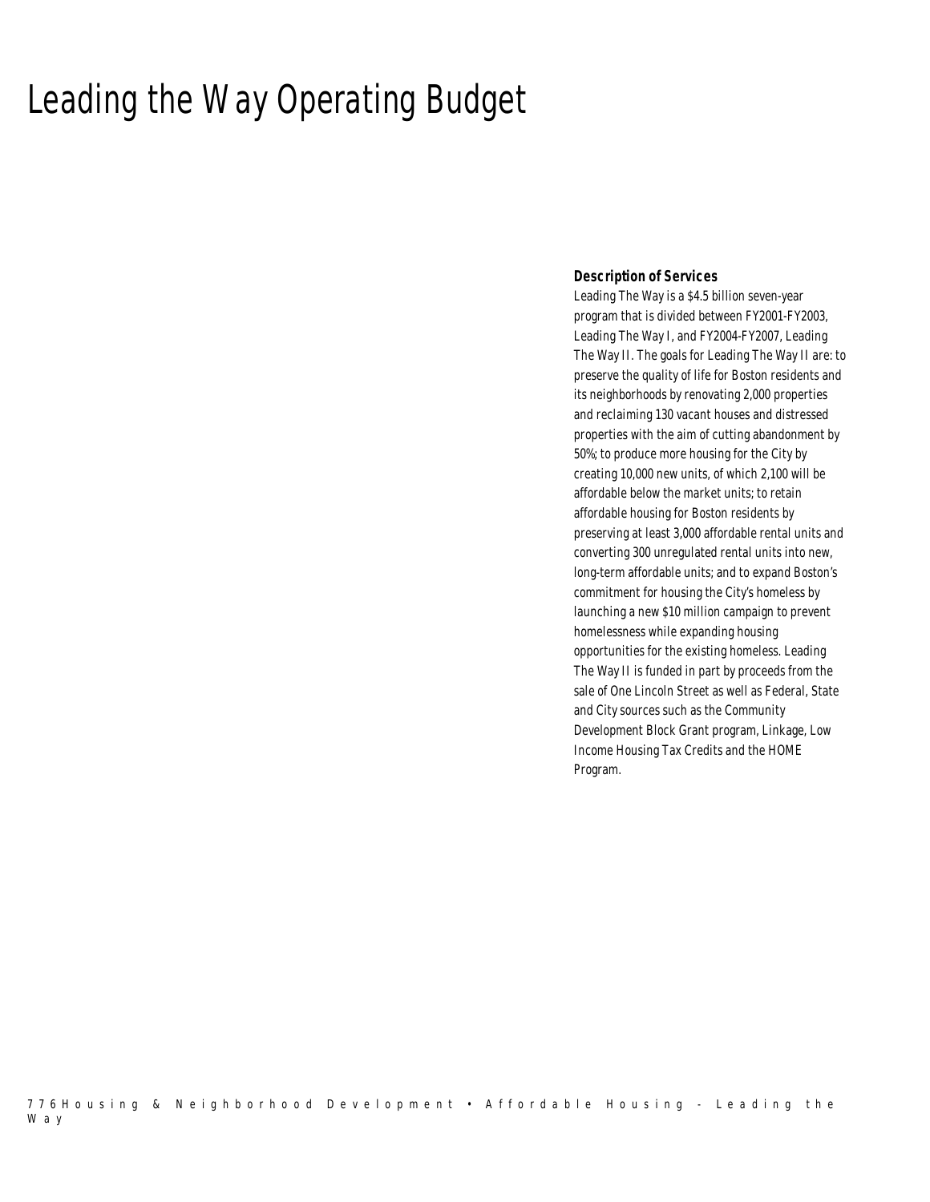# Leading the Way Operating Budget

### Description of Services

Leading The Way is a $4.5 billion seven-year program that is divided between FY2001-FY2003, Leading The Way I, and FY2004-FY2007, Leading The Way II. The goals for Leading The Way II are: to preserve the quality of life for Boston residents and its neighborhoods by renovating 2,000 properties and reclaiming 130 vacant houses and distressed properties with the aim of cutting abandonment by 50%; to produce more housing for the City by creating 10,000 new units, of which 2,100 will be affordable below the market units; to retain affordable housing for Boston residents by preserving at least 3,000 affordable rental units and converting 300 unregulated rental units into new, long-term affordable units; and to expand Boston's commitment for housing the City's homeless by launching a new $10 million campaign to prevent homelessness while expanding housing opportunities for the existing homeless. Leading The Way II is funded in part by proceeds from the sale of One Lincoln Street as well as Federal, State and City sources such as the Community Development Block Grant program, Linkage, Low Income Housing Tax Credits and the HOME Program.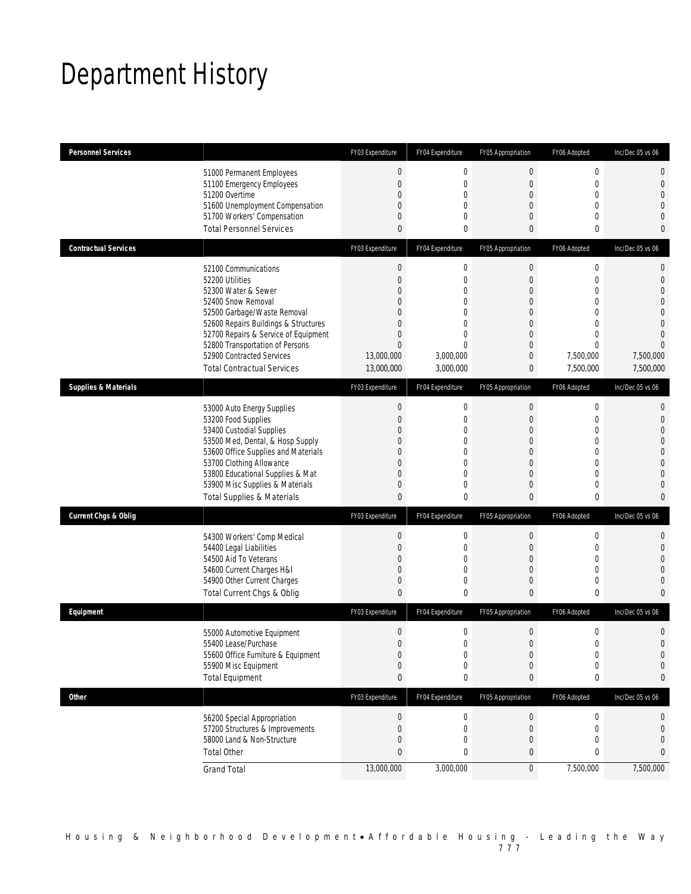# Department History

| Personnel Services | | FY03 Expenditure | FY04 Expenditure | FY05 Appropriation | FY06 Adopted | Inc/Dec 05 vs 06 |
|---|---|---|---|---|---|---|
| | 51000 Permanent Employees | 0 | 0 | 0 | 0 | 0 |
| | 51100 Emergency Employees | 0 | 0 | 0 | 0 | 0 |
| | 51200 Overtime | 0 | 0 | 0 | 0 | 0 |
| | 51600 Unemployment Compensation | 0 | 0 | 0 | 0 | 0 |
| | 51700 Workers' Compensation | 0 | 0 | 0 | 0 | 0 |
| | Total Personnel Services | 0 | 0 | 0 | 0 | 0 |
| **Contractual Services** | | **FY03 Expenditure** | **FY04 Expenditure** | **FY05 Appropriation** | **FY06 Adopted** | **Inc/Dec 05 vs 06** |
| | 52100 Communications | 0 | 0 | 0 | 0 | 0 |
| | 52200 Utilities | 0 | 0 | 0 | 0 | 0 |
| | 52300 Water & Sewer | 0 | 0 | 0 | 0 | 0 |
| | 52400 Snow Removal | 0 | 0 | 0 | 0 | 0 |
| | 52500 Garbage/Waste Removal | 0 | 0 | 0 | 0 | 0 |
| | 52600 Repairs Buildings & Structures | 0 | 0 | 0 | 0 | 0 |
| | 52700 Repairs & Service of Equipment | 0 | 0 | 0 | 0 | 0 |
| | 52800 Transportation of Persons | 0 | 0 | 0 | 0 | 0 |
| | 52900 Contracted Services | 13,000,000 | 3,000,000 | 0 | 7,500,000 | 7,500,000 |
| | Total Contractual Services | 13,000,000 | 3,000,000 | 0 | 7,500,000 | 7,500,000 |
| **Supplies & Materials** | | **FY03 Expenditure** | **FY04 Expenditure** | **FY05 Appropriation** | **FY06 Adopted** | **Inc/Dec 05 vs 06** |
| | 53000 Auto Energy Supplies | 0 | 0 | 0 | 0 | 0 |
| | 53200 Food Supplies | 0 | 0 | 0 | 0 | 0 |
| | 53400 Custodial Supplies | 0 | 0 | 0 | 0 | 0 |
| | 53500 Med, Dental, & Hosp Supply | 0 | 0 | 0 | 0 | 0 |
| | 53600 Office Supplies and Materials | 0 | 0 | 0 | 0 | 0 |
| | 53700 Clothing Allowance | 0 | 0 | 0 | 0 | 0 |
| | 53800 Educational Supplies & Mat | 0 | 0 | 0 | 0 | 0 |
| | 53900 Misc Supplies & Materials | 0 | 0 | 0 | 0 | 0 |
| | Total Supplies & Materials | 0 | 0 | 0 | 0 | 0 |
| **Current Chgs & Oblig** | | **FY03 Expenditure** | **FY04 Expenditure** | **FY05 Appropriation** | **FY06 Adopted** | **Inc/Dec 05 vs 06** |
| | 54300 Workers' Comp Medical | 0 | 0 | 0 | 0 | 0 |
| | 54400 Legal Liabilities | 0 | 0 | 0 | 0 | 0 |
| | 54500 Aid To Veterans | 0 | 0 | 0 | 0 | 0 |
| | 54600 Current Charges H&I | 0 | 0 | 0 | 0 | 0 |
| | 54900 Other Current Charges | 0 | 0 | 0 | 0 | 0 |
| | Total Current Chgs & Oblig | 0 | 0 | 0 | 0 | 0 |
| **Equipment** | | **FY03 Expenditure** | **FY04 Expenditure** | **FY05 Appropriation** | **FY06 Adopted** | **Inc/Dec 05 vs 06** |
| | 55000 Automotive Equipment | 0 | 0 | 0 | 0 | 0 |
| | 55400 Lease/Purchase | 0 | 0 | 0 | 0 | 0 |
| | 55600 Office Furniture & Equipment | 0 | 0 | 0 | 0 | 0 |
| | 55900 Misc Equipment | 0 | 0 | 0 | 0 | 0 |
| | Total Equipment | 0 | 0 | 0 | 0 | 0 |
| **Other** | | **FY03 Expenditure** | **FY04 Expenditure** | **FY05 Appropriation** | **FY06 Adopted** | **Inc/Dec 05 vs 06** |
| | 56200 Special Appropriation | 0 | 0 | 0 | 0 | 0 |
| | 57200 Structures & Improvements | 0 | 0 | 0 | 0 | 0 |
| | 58000 Land & Non-Structure | 0 | 0 | 0 | 0 | 0 |
| | Total Other | 0 | 0 | 0 | 0 | 0 |
| | Grand Total | 13,000,000 | 3,000,000 | 0 | 7,500,000 | 7,500,000 |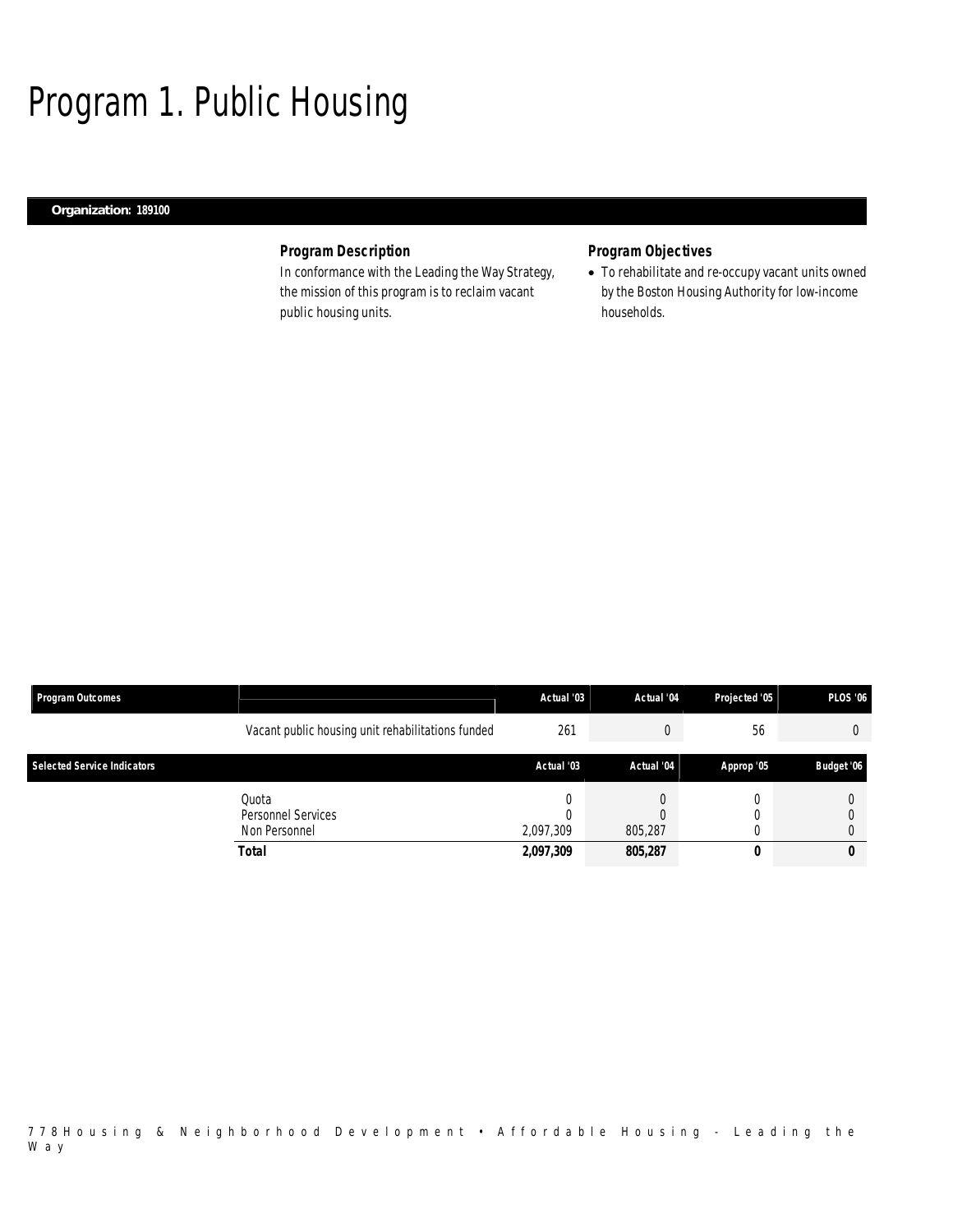# Program 1. Public Housing

**Organization: 189100**

### Program Description

In conformance with the Leading the Way Strategy, the mission of this program is to reclaim vacant public housing units.

### Program Objectives

- To rehabilitate and re-occupy vacant units owned by the Boston Housing Authority for low-income households.

| Program Outcomes | | Actual '03 | Actual '04 | Projected '05 | PLOS '06 |
|---|---|---|---|---|---|
| | Vacant public housing unit rehabilitations funded | 261 | 0 | 56 | 0 |

| Selected Service Indicators | | Actual '03 | Actual '04 | Approp '05 | Budget '06 |
|---|---|---|---|---|---|
| | Quota | 0 | 0 | 0 | 0 |
| | Personnel Services | 0 | 0 | 0 | 0 |
| | Non Personnel | 2,097,309 | 805,287 | 0 | 0 |
| | **Total** | **2,097,309** | **805,287** | **0** | **0** |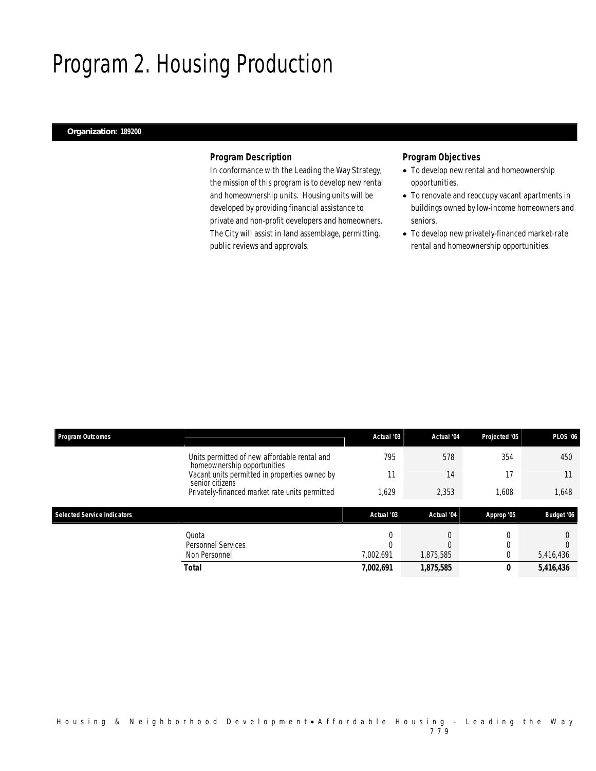# Program 2. Housing Production

**Organization: 189200**

### Program Description

In conformance with the Leading the Way Strategy, the mission of this program is to develop new rental and homeownership units. Housing units will be developed by providing financial assistance to private and non-profit developers and homeowners. The City will assist in land assemblage, permitting, public reviews and approvals.

### Program Objectives

- To develop new rental and homeownership opportunities.
- To renovate and reoccupy vacant apartments in buildings owned by low-income homeowners and seniors.
- To develop new privately-financed market-rate rental and homeownership opportunities.

| Program Outcomes | | Actual '03 | Actual '04 | Projected '05 | PLOS '06 |
|---|---|---|---|---|---|
| | Units permitted of new affordable rental and homeownership opportunities | 795 | 578 | 354 | 450 |
| | Vacant units permitted in properties owned by senior citizens | 11 | 14 | 17 | 11 |
| | Privately-financed market rate units permitted | 1,629 | 2,353 | 1,608 | 1,648 |

| Selected Service Indicators | | Actual '03 | Actual '04 | Approp '05 | Budget '06 |
|---|---|---|---|---|---|
| | Quota | 0 | 0 | 0 | 0 |
| | Personnel Services | 0 | 0 | 0 | 0 |
| | Non Personnel | 7,002,691 | 1,875,585 | 0 | 5,416,436 |
| | **Total** | **7,002,691** | **1,875,585** | **0** | **5,416,436** |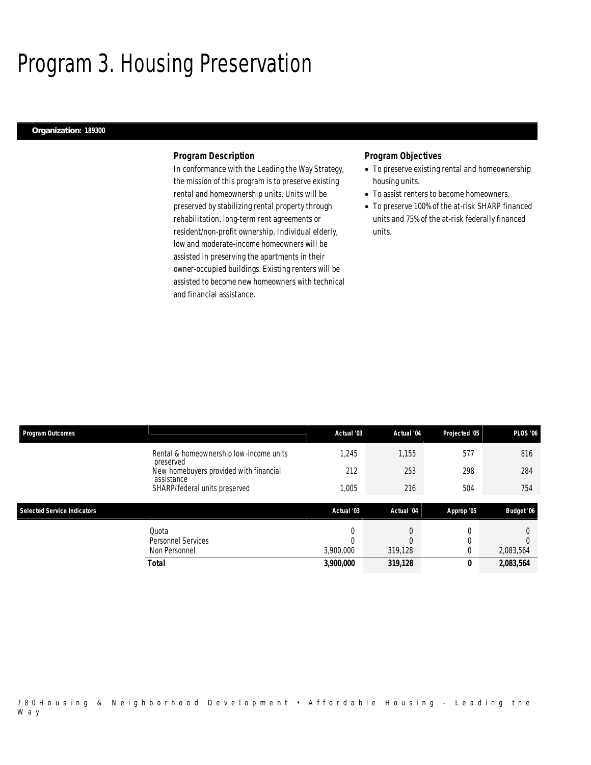# Program 3. Housing Preservation

**Organization: 189300**

### *Program Description*

In conformance with the Leading the Way Strategy, the mission of this program is to preserve existing rental and homeownership units. Units will be preserved by stabilizing rental property through rehabilitation, long-term rent agreements or resident/non-profit ownership. Individual elderly, low and moderate-income homeowners will be assisted in preserving the apartments in their owner-occupied buildings. Existing renters will be assisted to become new homeowners with technical and financial assistance.

### *Program Objectives*

- To preserve existing rental and homeownership housing units.
- To assist renters to become homeowners.
- To preserve 100% of the at-risk SHARP financed units and 75% of the at-risk federally financed units.

| Program Outcomes | | Actual '03 | Actual '04 | Projected '05 | PLOS '06 |
|---|---|---|---|---|---|
| | Rental & homeownership low-income units preserved | 1,245 | 1,155 | 577 | 816 |
| | New homebuyers provided with financial assistance | 212 | 253 | 298 | 284 |
| | SHARP/federal units preserved | 1,005 | 216 | 504 | 754 |

| Selected Service Indicators | | Actual '03 | Actual '04 | Approp '05 | Budget '06 |
|---|---|---|---|---|---|
| | Quota | 0 | 0 | 0 | 0 |
| | Personnel Services | 0 | 0 | 0 | 0 |
| | Non Personnel | 3,900,000 | 319,128 | 0 | 2,083,564 |
| | **Total** | **3,900,000** | **319,128** | **0** | **2,083,564** |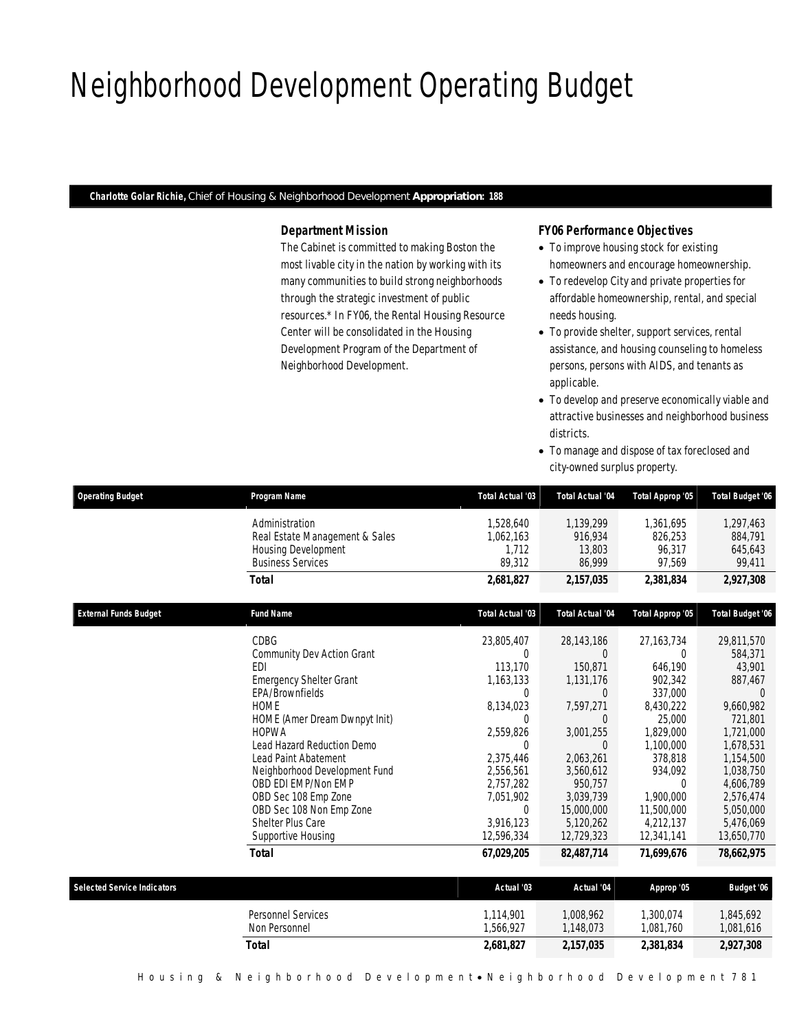# Neighborhood Development Operating Budget

**Charlotte Golar Richie,** Chief of Housing & Neighborhood Development **Appropriation: 188**

### Department Mission

The Cabinet is committed to making Boston the most livable city in the nation by working with its many communities to build strong neighborhoods through the strategic investment of public resources.* In FY06, the Rental Housing Resource Center will be consolidated in the Housing Development Program of the Department of Neighborhood Development.

### FY06 Performance Objectives

- To improve housing stock for existing homeowners and encourage homeownership.
- To redevelop City and private properties for affordable homeownership, rental, and special needs housing.
- To provide shelter, support services, rental assistance, and housing counseling to homeless persons, persons with AIDS, and tenants as applicable.
- To develop and preserve economically viable and attractive businesses and neighborhood business districts.
- To manage and dispose of tax foreclosed and city-owned surplus property.

| Operating Budget | Program Name | Total Actual '03 | Total Actual '04 | Total Approp '05 | Total Budget '06 |
|---|---|---|---|---|---|
| | Administration | 1,528,640 | 1,139,299 | 1,361,695 | 1,297,463 |
| | Real Estate Management & Sales | 1,062,163 | 916,934 | 826,253 | 884,791 |
| | Housing Development | 1,712 | 13,803 | 96,317 | 645,643 |
| | Business Services | 89,312 | 86,999 | 97,569 | 99,411 |
| | **Total** | **2,681,827** | **2,157,035** | **2,381,834** | **2,927,308** |

| External Funds Budget | Fund Name | Total Actual '03 | Total Actual '04 | Total Approp '05 | Total Budget '06 |
|---|---|---|---|---|---|
| | CDBG | 23,805,407 | 28,143,186 | 27,163,734 | 29,811,570 |
| | Community Dev Action Grant | 0 | 0 | 0 | 584,371 |
| | EDI | 113,170 | 150,871 | 646,190 | 43,901 |
| | Emergency Shelter Grant | 1,163,133 | 1,131,176 | 902,342 | 887,467 |
| | EPA/Brownfields | 0 | 0 | 337,000 | 0 |
| | HOME | 8,134,023 | 7,597,271 | 8,430,222 | 9,660,982 |
| | HOME (Amer Dream Dwnpyt Init) | 0 | 0 | 25,000 | 721,801 |
| | HOPWA | 2,559,826 | 3,001,255 | 1,829,000 | 1,721,000 |
| | Lead Hazard Reduction Demo | 0 | 0 | 1,100,000 | 1,678,531 |
| | Lead Paint Abatement | 2,375,446 | 2,063,261 | 378,818 | 1,154,500 |
| | Neighborhood Development Fund | 2,556,561 | 3,560,612 | 934,092 | 1,038,750 |
| | OBD EDI EMP/Non EMP | 2,757,282 | 950,757 | 0 | 4,606,789 |
| | OBD Sec 108 Emp Zone | 7,051,902 | 3,039,739 | 1,900,000 | 2,576,474 |
| | OBD Sec 108 Non Emp Zone | 0 | 15,000,000 | 11,500,000 | 5,050,000 |
| | Shelter Plus Care | 3,916,123 | 5,120,262 | 4,212,137 | 5,476,069 |
| | Supportive Housing | 12,596,334 | 12,729,323 | 12,341,141 | 13,650,770 |
| | **Total** | **67,029,205** | **82,487,714** | **71,699,676** | **78,662,975** |

| Selected Service Indicators | | Actual '03 | Actual '04 | Approp '05 | Budget '06 |
|---|---|---|---|---|---|
| | Personnel Services | 1,114,901 | 1,008,962 | 1,300,074 | 1,845,692 |
| | Non Personnel | 1,566,927 | 1,148,073 | 1,081,760 | 1,081,616 |
| | **Total** | **2,681,827** | **2,157,035** | **2,381,834** | **2,927,308** |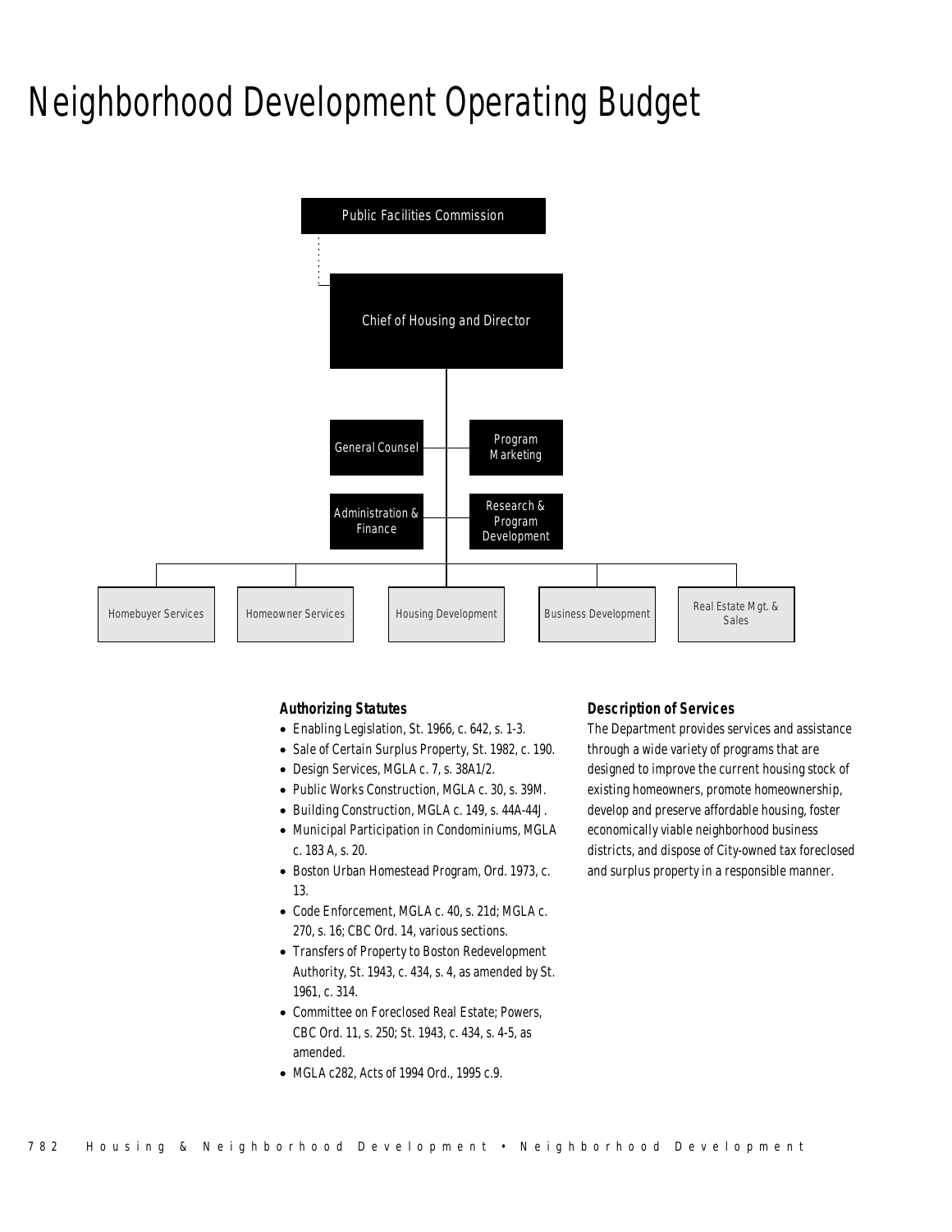# Neighborhood Development Operating Budget

Public Facilities Commission

Chief of Housing and Director

General Counsel

Program Marketing

Administration & Finance

Research & Program Development

Homebuyer Services

Homeowner Services

Housing Development

Business Development

Real Estate Mgt. & Sales

### Authorizing Statutes

- Enabling Legislation, St. 1966, c. 642, s. 1-3.
- Sale of Certain Surplus Property, St. 1982, c. 190.
- Design Services, MGLA c. 7, s. 38A1/2.
- Public Works Construction, MGLA c. 30, s. 39M.
- Building Construction, MGLA c. 149, s. 44A-44J.
- Municipal Participation in Condominiums, MGLA c. 183 A, s. 20.
- Boston Urban Homestead Program, Ord. 1973, c. 13.
- Code Enforcement, MGLA c. 40, s. 21d; MGLA c. 270, s. 16; CBC Ord. 14, various sections.
- Transfers of Property to Boston Redevelopment Authority, St. 1943, c. 434, s. 4, as amended by St. 1961, c. 314.
- Committee on Foreclosed Real Estate; Powers, CBC Ord. 11, s. 250; St. 1943, c. 434, s. 4-5, as amended.
- MGLA c282, Acts of 1994 Ord., 1995 c.9.

### Description of Services

The Department provides services and assistance through a wide variety of programs that are designed to improve the current housing stock of existing homeowners, promote homeownership, develop and preserve affordable housing, foster economically viable neighborhood business districts, and dispose of City-owned tax foreclosed and surplus property in a responsible manner.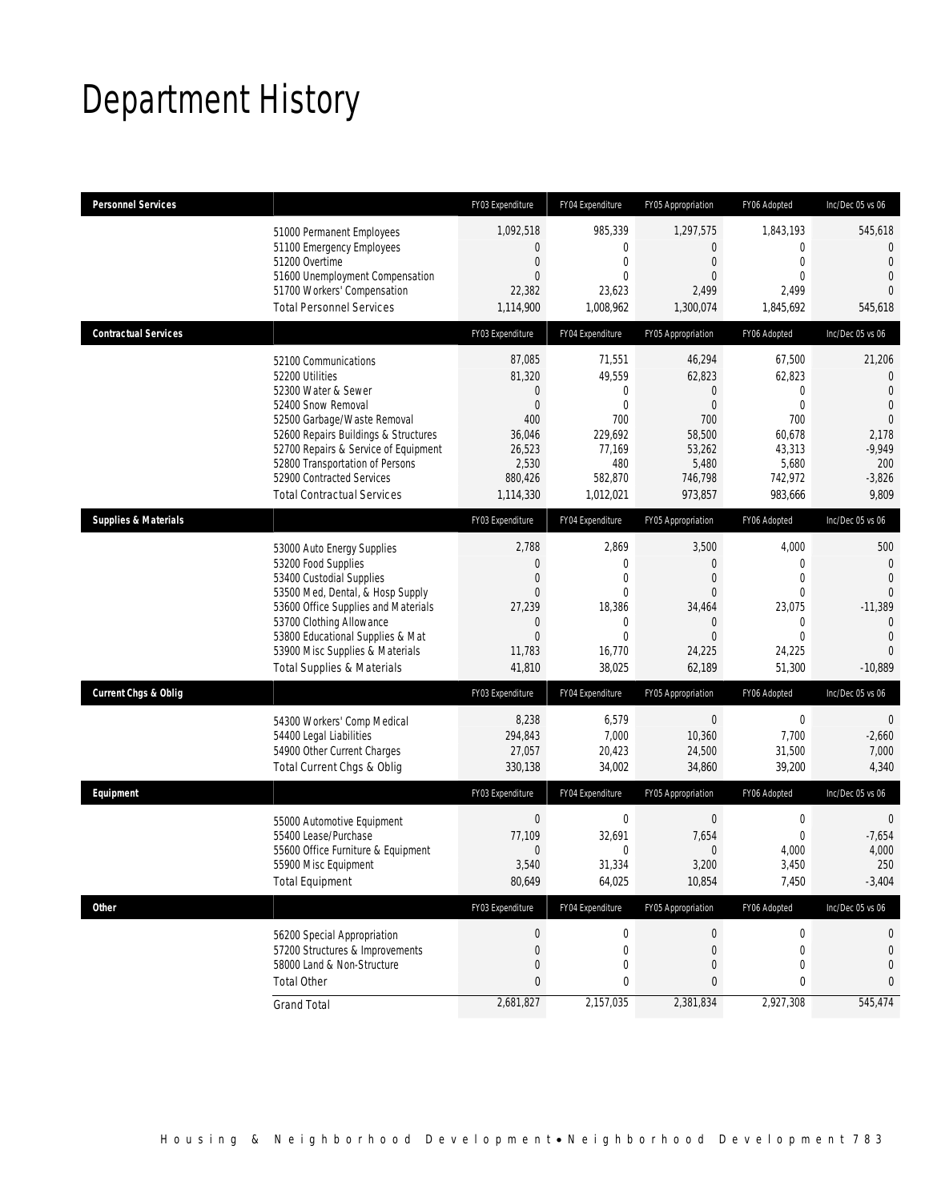# Department History

| Personnel Services | | FY03 Expenditure | FY04 Expenditure | FY05 Appropriation | FY06 Adopted | Inc/Dec 05 vs 06 |
|---|---|---|---|---|---|---|
| | 51000 Permanent Employees | 1,092,518 | 985,339 | 1,297,575 | 1,843,193 | 545,618 |
| | 51100 Emergency Employees | 0 | 0 | 0 | 0 | 0 |
| | 51200 Overtime | 0 | 0 | 0 | 0 | 0 |
| | 51600 Unemployment Compensation | 0 | 0 | 0 | 0 | 0 |
| | 51700 Workers' Compensation | 22,382 | 23,623 | 2,499 | 2,499 | 0 |
| | Total Personnel Services | 1,114,900 | 1,008,962 | 1,300,074 | 1,845,692 | 545,618 |

| Contractual Services | | FY03 Expenditure | FY04 Expenditure | FY05 Appropriation | FY06 Adopted | Inc/Dec 05 vs 06 |
|---|---|---|---|---|---|---|
| | 52100 Communications | 87,085 | 71,551 | 46,294 | 67,500 | 21,206 |
| | 52200 Utilities | 81,320 | 49,559 | 62,823 | 62,823 | 0 |
| | 52300 Water & Sewer | 0 | 0 | 0 | 0 | 0 |
| | 52400 Snow Removal | 0 | 0 | 0 | 0 | 0 |
| | 52500 Garbage/Waste Removal | 400 | 700 | 700 | 700 | 0 |
| | 52600 Repairs Buildings & Structures | 36,046 | 229,692 | 58,500 | 60,678 | 2,178 |
| | 52700 Repairs & Service of Equipment | 26,523 | 77,169 | 53,262 | 43,313 | -9,949 |
| | 52800 Transportation of Persons | 2,530 | 480 | 5,480 | 5,680 | 200 |
| | 52900 Contracted Services | 880,426 | 582,870 | 746,798 | 742,972 | -3,826 |
| | Total Contractual Services | 1,114,330 | 1,012,021 | 973,857 | 983,666 | 9,809 |

| Supplies & Materials | | FY03 Expenditure | FY04 Expenditure | FY05 Appropriation | FY06 Adopted | Inc/Dec 05 vs 06 |
|---|---|---|---|---|---|---|
| | 53000 Auto Energy Supplies | 2,788 | 2,869 | 3,500 | 4,000 | 500 |
| | 53200 Food Supplies | 0 | 0 | 0 | 0 | 0 |
| | 53400 Custodial Supplies | 0 | 0 | 0 | 0 | 0 |
| | 53500 Med, Dental, & Hosp Supply | 0 | 0 | 0 | 0 | 0 |
| | 53600 Office Supplies and Materials | 27,239 | 18,386 | 34,464 | 23,075 | -11,389 |
| | 53700 Clothing Allowance | 0 | 0 | 0 | 0 | 0 |
| | 53800 Educational Supplies & Mat | 0 | 0 | 0 | 0 | 0 |
| | 53900 Misc Supplies & Materials | 11,783 | 16,770 | 24,225 | 24,225 | 0 |
| | Total Supplies & Materials | 41,810 | 38,025 | 62,189 | 51,300 | -10,889 |

| Current Chgs & Oblig | | FY03 Expenditure | FY04 Expenditure | FY05 Appropriation | FY06 Adopted | Inc/Dec 05 vs 06 |
|---|---|---|---|---|---|---|
| | 54300 Workers' Comp Medical | 8,238 | 6,579 | 0 | 0 | 0 |
| | 54400 Legal Liabilities | 294,843 | 7,000 | 10,360 | 7,700 | -2,660 |
| | 54900 Other Current Charges | 27,057 | 20,423 | 24,500 | 31,500 | 7,000 |
| | Total Current Chgs & Oblig | 330,138 | 34,002 | 34,860 | 39,200 | 4,340 |

| Equipment | | FY03 Expenditure | FY04 Expenditure | FY05 Appropriation | FY06 Adopted | Inc/Dec 05 vs 06 |
|---|---|---|---|---|---|---|
| | 55000 Automotive Equipment | 0 | 0 | 0 | 0 | 0 |
| | 55400 Lease/Purchase | 77,109 | 32,691 | 7,654 | 0 | -7,654 |
| | 55600 Office Furniture & Equipment | 0 | 0 | 0 | 4,000 | 4,000 |
| | 55900 Misc Equipment | 3,540 | 31,334 | 3,200 | 3,450 | 250 |
| | Total Equipment | 80,649 | 64,025 | 10,854 | 7,450 | -3,404 |

| Other | | FY03 Expenditure | FY04 Expenditure | FY05 Appropriation | FY06 Adopted | Inc/Dec 05 vs 06 |
|---|---|---|---|---|---|---|
| | 56200 Special Appropriation | 0 | 0 | 0 | 0 | 0 |
| | 57200 Structures & Improvements | 0 | 0 | 0 | 0 | 0 |
| | 58000 Land & Non-Structure | 0 | 0 | 0 | 0 | 0 |
| | Total Other | 0 | 0 | 0 | 0 | 0 |
| | Grand Total | 2,681,827 | 2,157,035 | 2,381,834 | 2,927,308 | 545,474 |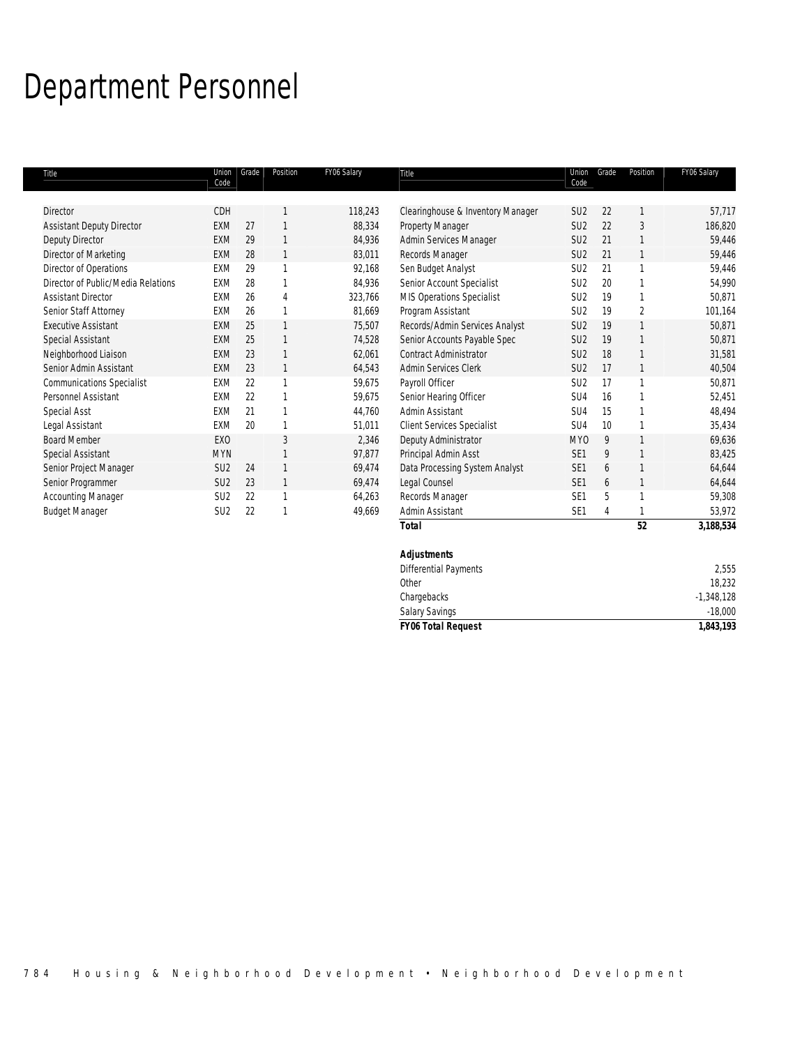# Department Personnel

| Title | Union Code | Grade | Position | FY06 Salary |
|---|---|---|---|---|
| Director | CDH | | 1 | 118,243 |
| Assistant Deputy Director | EXM | 27 | 1 | 88,334 |
| Deputy Director | EXM | 29 | 1 | 84,936 |
| Director of Marketing | EXM | 28 | 1 | 83,011 |
| Director of Operations | EXM | 29 | 1 | 92,168 |
| Director of Public/Media Relations | EXM | 28 | 1 | 84,936 |
| Assistant Director | EXM | 26 | 4 | 323,766 |
| Senior Staff Attorney | EXM | 26 | 1 | 81,669 |
| Executive Assistant | EXM | 25 | 1 | 75,507 |
| Special Assistant | EXM | 25 | 1 | 74,528 |
| Neighborhood Liaison | EXM | 23 | 1 | 62,061 |
| Senior Admin Assistant | EXM | 23 | 1 | 64,543 |
| Communications Specialist | EXM | 22 | 1 | 59,675 |
| Personnel Assistant | EXM | 22 | 1 | 59,675 |
| Special Asst | EXM | 21 | 1 | 44,760 |
| Legal Assistant | EXM | 20 | 1 | 51,011 |
| Board Member | EXO | | 3 | 2,346 |
| Special Assistant | MYN | | 1 | 97,877 |
| Senior Project Manager | SU2 | 24 | 1 | 69,474 |
| Senior Programmer | SU2 | 23 | 1 | 69,474 |
| Accounting Manager | SU2 | 22 | 1 | 64,263 |
| Budget Manager | SU2 | 22 | 1 | 49,669 |
| Clearinghouse & Inventory Manager | SU2 | 22 | 1 | 57,717 |
| Property Manager | SU2 | 22 | 3 | 186,820 |
| Admin Services Manager | SU2 | 21 | 1 | 59,446 |
| Records Manager | SU2 | 21 | 1 | 59,446 |
| Sen Budget Analyst | SU2 | 21 | 1 | 59,446 |
| Senior Account Specialist | SU2 | 20 | 1 | 54,990 |
| MIS Operations Specialist | SU2 | 19 | 1 | 50,871 |
| Program Assistant | SU2 | 19 | 2 | 101,164 |
| Records/Admin Services Analyst | SU2 | 19 | 1 | 50,871 |
| Senior Accounts Payable Spec | SU2 | 19 | 1 | 50,871 |
| Contract Administrator | SU2 | 18 | 1 | 31,581 |
| Admin Services Clerk | SU2 | 17 | 1 | 40,504 |
| Payroll Officer | SU2 | 17 | 1 | 50,871 |
| Senior Hearing Officer | SU4 | 16 | 1 | 52,451 |
| Admin Assistant | SU4 | 15 | 1 | 48,494 |
| Client Services Specialist | SU4 | 10 | 1 | 35,434 |
| Deputy Administrator | MYO | 9 | 1 | 69,636 |
| Principal Admin Asst | SE1 | 9 | 1 | 83,425 |
| Data Processing System Analyst | SE1 | 6 | 1 | 64,644 |
| Legal Counsel | SE1 | 6 | 1 | 64,644 |
| Records Manager | SE1 | 5 | 1 | 59,308 |
| Admin Assistant | SE1 | 4 | 1 | 53,972 |
| **Total** | | | **52** | **3,188,534** |

| **Adjustments** | |
|---|---|
| Differential Payments | 2,555 |
| Other | 18,232 |
| Chargebacks | -1,348,128 |
| Salary Savings | -18,000 |
| ***FY06 Total Request*** | **1,843,193** |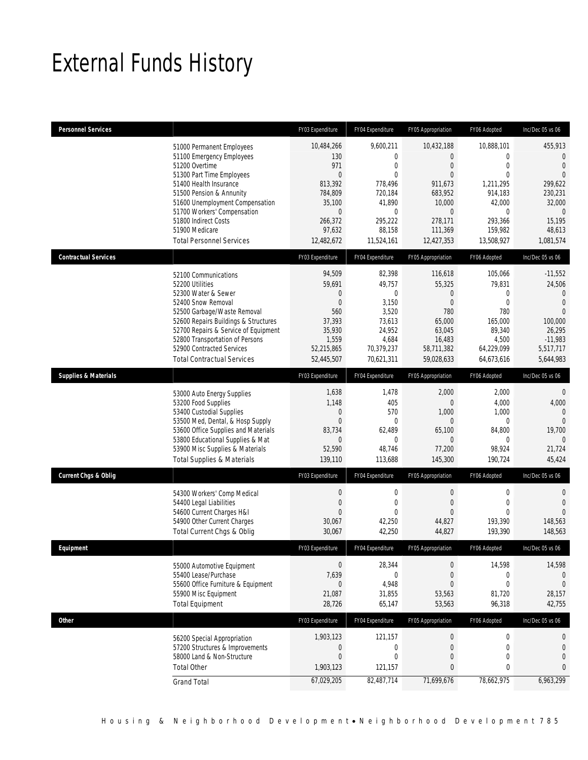# External Funds History

| Personnel Services | | FY03 Expenditure | FY04 Expenditure | FY05 Appropriation | FY06 Adopted | Inc/Dec 05 vs 06 |
|---|---|---|---|---|---|---|
| | 51000 Permanent Employees | 10,484,266 | 9,600,211 | 10,432,188 | 10,888,101 | 455,913 |
| | 51100 Emergency Employees | 130 | 0 | 0 | 0 | 0 |
| | 51200 Overtime | 971 | 0 | 0 | 0 | 0 |
| | 51300 Part Time Employees | 0 | 0 | 0 | 0 | 0 |
| | 51400 Health Insurance | 813,392 | 778,496 | 911,673 | 1,211,295 | 299,622 |
| | 51500 Pension & Annunity | 784,809 | 720,184 | 683,952 | 914,183 | 230,231 |
| | 51600 Unemployment Compensation | 35,100 | 41,890 | 10,000 | 42,000 | 32,000 |
| | 51700 Workers' Compensation | 0 | 0 | 0 | 0 | 0 |
| | 51800 Indirect Costs | 266,372 | 295,222 | 278,171 | 293,366 | 15,195 |
| | 51900 Medicare | 97,632 | 88,158 | 111,369 | 159,982 | 48,613 |
| | Total Personnel Services | 12,482,672 | 11,524,161 | 12,427,353 | 13,508,927 | 1,081,574 |

| Contractual Services | | FY03 Expenditure | FY04 Expenditure | FY05 Appropriation | FY06 Adopted | Inc/Dec 05 vs 06 |
|---|---|---|---|---|---|---|
| | 52100 Communications | 94,509 | 82,398 | 116,618 | 105,066 | -11,552 |
| | 52200 Utilities | 59,691 | 49,757 | 55,325 | 79,831 | 24,506 |
| | 52300 Water & Sewer | 0 | 0 | 0 | 0 | 0 |
| | 52400 Snow Removal | 0 | 3,150 | 0 | 0 | 0 |
| | 52500 Garbage/Waste Removal | 560 | 3,520 | 780 | 780 | 0 |
| | 52600 Repairs Buildings & Structures | 37,393 | 73,613 | 65,000 | 165,000 | 100,000 |
| | 52700 Repairs & Service of Equipment | 35,930 | 24,952 | 63,045 | 89,340 | 26,295 |
| | 52800 Transportation of Persons | 1,559 | 4,684 | 16,483 | 4,500 | -11,983 |
| | 52900 Contracted Services | 52,215,865 | 70,379,237 | 58,711,382 | 64,229,099 | 5,517,717 |
| | Total Contractual Services | 52,445,507 | 70,621,311 | 59,028,633 | 64,673,616 | 5,644,983 |

| Supplies & Materials | | FY03 Expenditure | FY04 Expenditure | FY05 Appropriation | FY06 Adopted | Inc/Dec 05 vs 06 |
|---|---|---|---|---|---|---|
| | 53000 Auto Energy Supplies | 1,638 | 1,478 | 2,000 | 2,000 | 0 |
| | 53200 Food Supplies | 1,148 | 405 | 0 | 4,000 | 4,000 |
| | 53400 Custodial Supplies | 0 | 570 | 1,000 | 1,000 | 0 |
| | 53500 Med, Dental, & Hosp Supply | 0 | 0 | 0 | 0 | 0 |
| | 53600 Office Supplies and Materials | 83,734 | 62,489 | 65,100 | 84,800 | 19,700 |
| | 53800 Educational Supplies & Mat | 0 | 0 | 0 | 0 | 0 |
| | 53900 Misc Supplies & Materials | 52,590 | 48,746 | 77,200 | 98,924 | 21,724 |
| | Total Supplies & Materials | 139,110 | 113,688 | 145,300 | 190,724 | 45,424 |

| Current Chgs & Oblig | | FY03 Expenditure | FY04 Expenditure | FY05 Appropriation | FY06 Adopted | Inc/Dec 05 vs 06 |
|---|---|---|---|---|---|---|
| | 54300 Workers' Comp Medical | 0 | 0 | 0 | 0 | 0 |
| | 54400 Legal Liabilities | 0 | 0 | 0 | 0 | 0 |
| | 54600 Current Charges H&I | 0 | 0 | 0 | 0 | 0 |
| | 54900 Other Current Charges | 30,067 | 42,250 | 44,827 | 193,390 | 148,563 |
| | Total Current Chgs & Oblig | 30,067 | 42,250 | 44,827 | 193,390 | 148,563 |

| Equipment | | FY03 Expenditure | FY04 Expenditure | FY05 Appropriation | FY06 Adopted | Inc/Dec 05 vs 06 |
|---|---|---|---|---|---|---|
| | 55000 Automotive Equipment | 0 | 28,344 | 0 | 14,598 | 14,598 |
| | 55400 Lease/Purchase | 7,639 | 0 | 0 | 0 | 0 |
| | 55600 Office Furniture & Equipment | 0 | 4,948 | 0 | 0 | 0 |
| | 55900 Misc Equipment | 21,087 | 31,855 | 53,563 | 81,720 | 28,157 |
| | Total Equipment | 28,726 | 65,147 | 53,563 | 96,318 | 42,755 |

| Other | | FY03 Expenditure | FY04 Expenditure | FY05 Appropriation | FY06 Adopted | Inc/Dec 05 vs 06 |
|---|---|---|---|---|---|---|
| | 56200 Special Appropriation | 1,903,123 | 121,157 | 0 | 0 | 0 |
| | 57200 Structures & Improvements | 0 | 0 | 0 | 0 | 0 |
| | 58000 Land & Non-Structure | 0 | 0 | 0 | 0 | 0 |
| | Total Other | 1,903,123 | 121,157 | 0 | 0 | 0 |
| | Grand Total | 67,029,205 | 82,487,714 | 71,699,676 | 78,662,975 | 6,963,299 |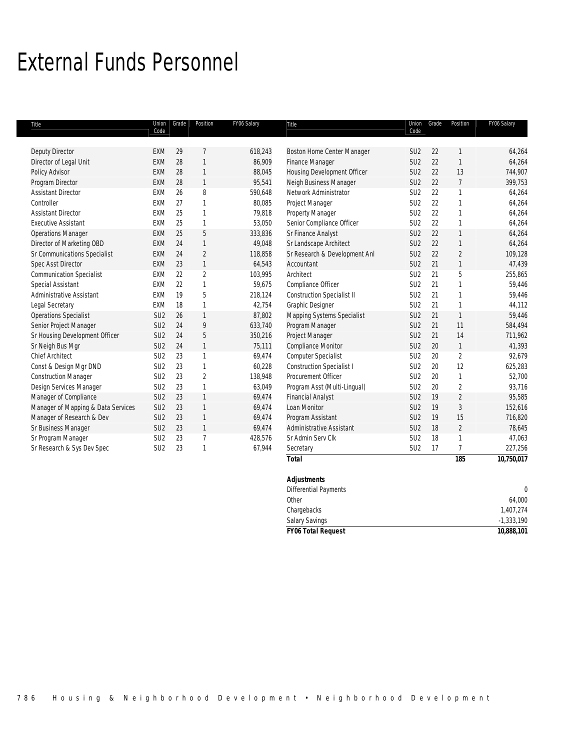# External Funds Personnel

| Title | Union Code | Grade | Position | FY06 Salary | Title | Union Code | Grade | Position | FY06 Salary |
|---|---|---|---|---|---|---|---|---|---|
| Deputy Director | EXM | 29 | 7 | 618,243 | Boston Home Center Manager | SU2 | 22 | 1 | 64,264 |
| Director of Legal Unit | EXM | 28 | 1 | 86,909 | Finance Manager | SU2 | 22 | 1 | 64,264 |
| Policy Advisor | EXM | 28 | 1 | 88,045 | Housing Development Officer | SU2 | 22 | 13 | 744,907 |
| Program Director | EXM | 28 | 1 | 95,541 | Neigh Business Manager | SU2 | 22 | 7 | 399,753 |
| Assistant Director | EXM | 26 | 8 | 590,648 | Network Administrator | SU2 | 22 | 1 | 64,264 |
| Controller | EXM | 27 | 1 | 80,085 | Project Manager | SU2 | 22 | 1 | 64,264 |
| Assistant Director | EXM | 25 | 1 | 79,818 | Property Manager | SU2 | 22 | 1 | 64,264 |
| Executive Assistant | EXM | 25 | 1 | 53,050 | Senior Compliance Officer | SU2 | 22 | 1 | 64,264 |
| Operations Manager | EXM | 25 | 5 | 333,836 | Sr Finance Analyst | SU2 | 22 | 1 | 64,264 |
| Director of Marketing OBD | EXM | 24 | 1 | 49,048 | Sr Landscape Architect | SU2 | 22 | 1 | 64,264 |
| Sr Communications Specialist | EXM | 24 | 2 | 118,858 | Sr Research & Development Anl | SU2 | 22 | 2 | 109,128 |
| Spec Asst Director | EXM | 23 | 1 | 64,543 | Accountant | SU2 | 21 | 1 | 47,439 |
| Communication Specialist | EXM | 22 | 2 | 103,995 | Architect | SU2 | 21 | 5 | 255,865 |
| Special Assistant | EXM | 22 | 1 | 59,675 | Compliance Officer | SU2 | 21 | 1 | 59,446 |
| Administrative Assistant | EXM | 19 | 5 | 218,124 | Construction Specialist II | SU2 | 21 | 1 | 59,446 |
| Legal Secretary | EXM | 18 | 1 | 42,754 | Graphic Designer | SU2 | 21 | 1 | 44,112 |
| Operations Specialist | SU2 | 26 | 1 | 87,802 | Mapping Systems Specialist | SU2 | 21 | 1 | 59,446 |
| Senior Project Manager | SU2 | 24 | 9 | 633,740 | Program Manager | SU2 | 21 | 11 | 584,494 |
| Sr Housing Development Officer | SU2 | 24 | 5 | 350,216 | Project Manager | SU2 | 21 | 14 | 711,962 |
| Sr Neigh Bus Mgr | SU2 | 24 | 1 | 75,111 | Compliance Monitor | SU2 | 20 | 1 | 41,393 |
| Chief Architect | SU2 | 23 | 1 | 69,474 | Computer Specialist | SU2 | 20 | 2 | 92,679 |
| Const & Design Mgr DND | SU2 | 23 | 1 | 60,228 | Construction Specialist I | SU2 | 20 | 12 | 625,283 |
| Construction Manager | SU2 | 23 | 2 | 138,948 | Procurement Officer | SU2 | 20 | 1 | 52,700 |
| Design Services Manager | SU2 | 23 | 1 | 63,049 | Program Asst (Multi-Lingual) | SU2 | 20 | 2 | 93,716 |
| Manager of Compliance | SU2 | 23 | 1 | 69,474 | Financial Analyst | SU2 | 19 | 2 | 95,585 |
| Manager of Mapping & Data Services | SU2 | 23 | 1 | 69,474 | Loan Monitor | SU2 | 19 | 3 | 152,616 |
| Manager of Research & Dev | SU2 | 23 | 1 | 69,474 | Program Assistant | SU2 | 19 | 15 | 716,820 |
| Sr Business Manager | SU2 | 23 | 1 | 69,474 | Administrative Assistant | SU2 | 18 | 2 | 78,645 |
| Sr Program Manager | SU2 | 23 | 7 | 428,576 | Sr Admin Serv Clk | SU2 | 18 | 1 | 47,063 |
| Sr Research & Sys Dev Spec | SU2 | 23 | 1 | 67,944 | Secretary | SU2 | 17 | 7 | 227,256 |
| | | | | | **Total** | | | **185** | **10,750,017** |
| | | | | | | | | | |
| | | | | | **Adjustments** | | | | |
| | | | | | Differential Payments | | | | 0 |
| | | | | | Other | | | | 64,000 |
| | | | | | Chargebacks | | | | 1,407,274 |
| | | | | | Salary Savings | | | | -1,333,190 |
| | | | | | **FY06 Total Request** | | | | **10,888,101** |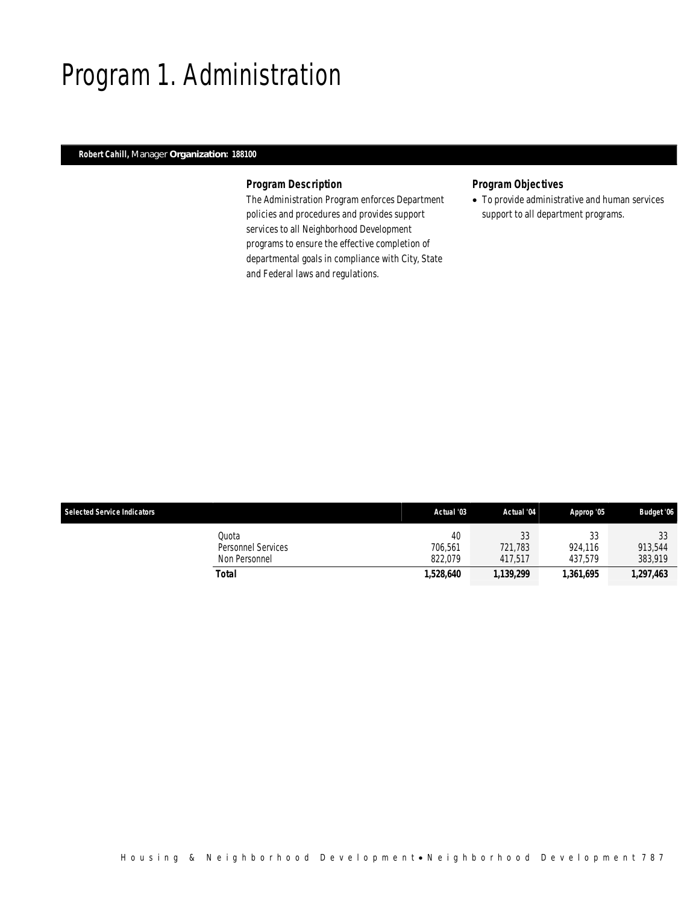# Program 1. Administration

**Robert Cahill,** Manager **Organization: 188100**

### Program Description

The Administration Program enforces Department policies and procedures and provides support services to all Neighborhood Development programs to ensure the effective completion of departmental goals in compliance with City, State and Federal laws and regulations.

### Program Objectives

- To provide administrative and human services support to all department programs.

| Selected Service Indicators | Actual '03 | Actual '04 | Approp '05 | Budget '06 |
|---|---|---|---|---|
| Quota | 40 | 33 | 33 | 33 |
| Personnel Services | 706,561 | 721,783 | 924,116 | 913,544 |
| Non Personnel | 822,079 | 417,517 | 437,579 | 383,919 |
| **Total** | **1,528,640** | **1,139,299** | **1,361,695** | **1,297,463** |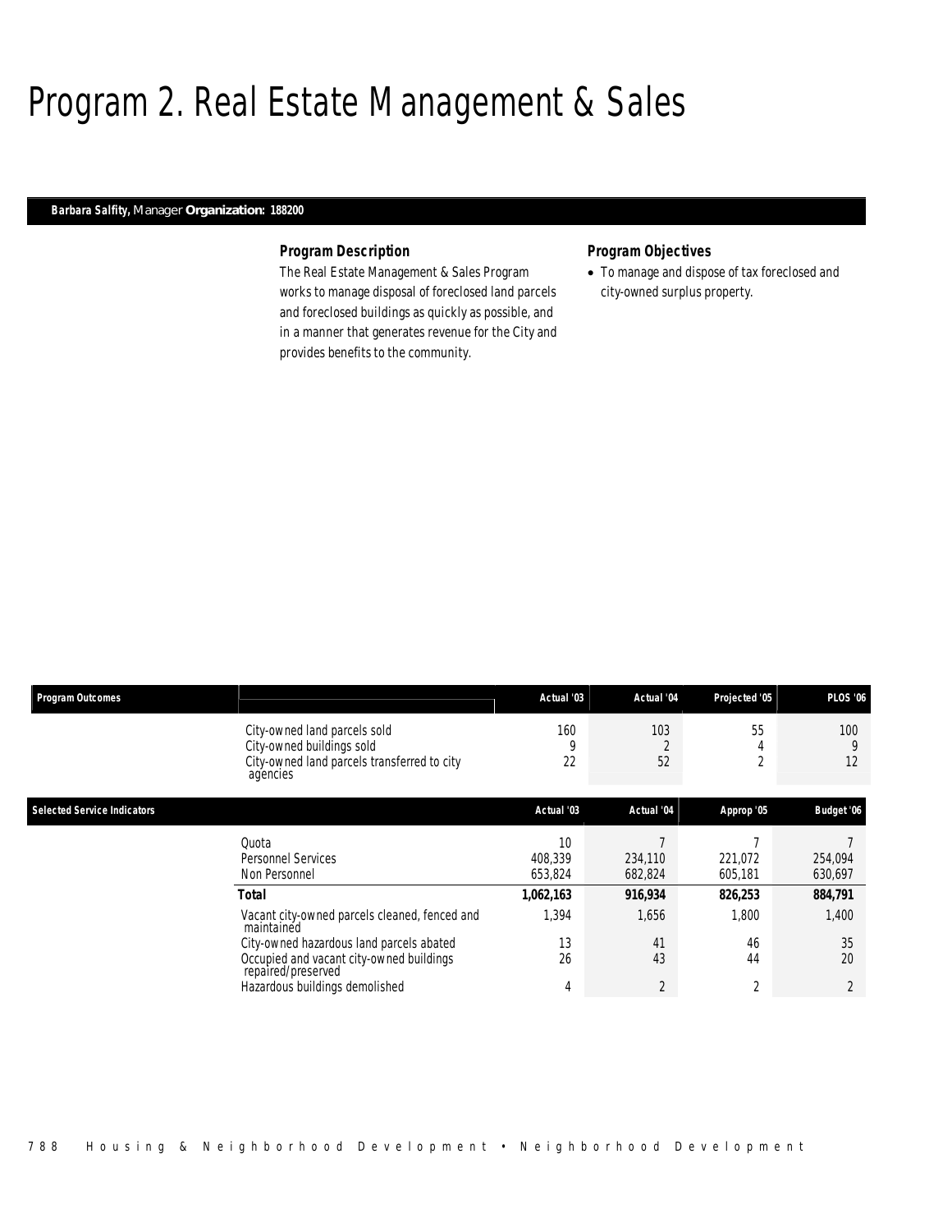# Program 2. Real Estate Management & Sales

**Barbara Salfity,** Manager **Organization: 188200**

### Program Description

The Real Estate Management & Sales Program works to manage disposal of foreclosed land parcels and foreclosed buildings as quickly as possible, and in a manner that generates revenue for the City and provides benefits to the community.

### Program Objectives

- To manage and dispose of tax foreclosed and city-owned surplus property.

| Program Outcomes | | Actual '03 | Actual '04 | Projected '05 | PLOS '06 |
|---|---|---|---|---|---|
| | City-owned land parcels sold | 160 | 103 | 55 | 100 |
| | City-owned buildings sold | 9 | 2 | 4 | 9 |
| | City-owned land parcels transferred to city agencies | 22 | 52 | 2 | 12 |

| Selected Service Indicators | | Actual '03 | Actual '04 | Approp '05 | Budget '06 |
|---|---|---|---|---|---|
| | Quota | 10 | 7 | 7 | 7 |
| | Personnel Services | 408,339 | 234,110 | 221,072 | 254,094 |
| | Non Personnel | 653,824 | 682,824 | 605,181 | 630,697 |
| | **Total** | **1,062,163** | **916,934** | **826,253** | **884,791** |
| | Vacant city-owned parcels cleaned, fenced and maintained | 1,394 | 1,656 | 1,800 | 1,400 |
| | City-owned hazardous land parcels abated | 13 | 41 | 46 | 35 |
| | Occupied and vacant city-owned buildings repaired/preserved | 26 | 43 | 44 | 20 |
| | Hazardous buildings demolished | 4 | 2 | 2 | 2 |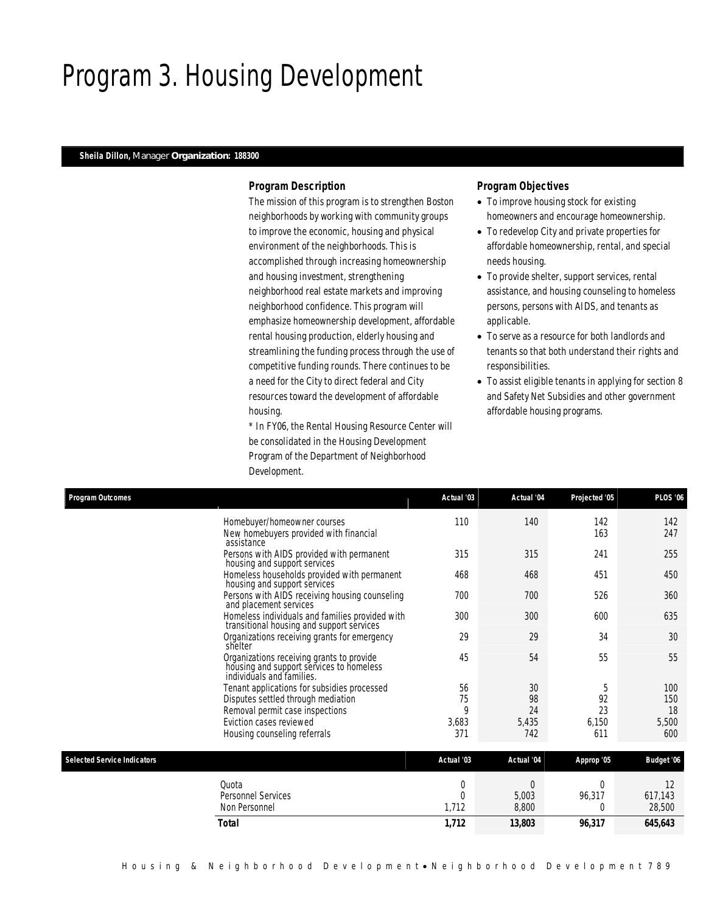# Program 3. Housing Development

**Sheila Dillon,** Manager **Organization: 188300**

### *Program Description*

The mission of this program is to strengthen Boston neighborhoods by working with community groups to improve the economic, housing and physical environment of the neighborhoods. This is accomplished through increasing homeownership and housing investment, strengthening neighborhood real estate markets and improving neighborhood confidence. This program will emphasize homeownership development, affordable rental housing production, elderly housing and streamlining the funding process through the use of competitive funding rounds. There continues to be a need for the City to direct federal and City resources toward the development of affordable housing.

* In FY06, the Rental Housing Resource Center will be consolidated in the Housing Development Program of the Department of Neighborhood Development.

### *Program Objectives*

- To improve housing stock for existing homeowners and encourage homeownership.
- To redevelop City and private properties for affordable homeownership, rental, and special needs housing.
- To provide shelter, support services, rental assistance, and housing counseling to homeless persons, persons with AIDS, and tenants as applicable.
- To serve as a resource for both landlords and tenants so that both understand their rights and responsibilities.
- To assist eligible tenants in applying for section 8 and Safety Net Subsidies and other government affordable housing programs.

| Program Outcomes | Actual '03 | Actual '04 | Projected '05 | PLOS '06 |
|---|---|---|---|---|
| Homebuyer/homeowner courses | 110 | 140 | 142 | 142 |
| New homebuyers provided with financial assistance | | | 163 | 247 |
| Persons with AIDS provided with permanent housing and support services | 315 | 315 | 241 | 255 |
| Homeless households provided with permanent housing and support services | 468 | 468 | 451 | 450 |
| Persons with AIDS receiving housing counseling and placement services | 700 | 700 | 526 | 360 |
| Homeless individuals and families provided with transitional housing and support services | 300 | 300 | 600 | 635 |
| Organizations receiving grants for emergency shelter | 29 | 29 | 34 | 30 |
| Organizations receiving grants to provide housing and support services to homeless individuals and families. | 45 | 54 | 55 | 55 |
| Tenant applications for subsidies processed | 56 | 30 | 5 | 100 |
| Disputes settled through mediation | 75 | 98 | 92 | 150 |
| Removal permit case inspections | 9 | 24 | 23 | 18 |
| Eviction cases reviewed | 3,683 | 5,435 | 6,150 | 5,500 |
| Housing counseling referrals | 371 | 742 | 611 | 600 |

| Selected Service Indicators | Actual '03 | Actual '04 | Approp '05 | Budget '06 |
|---|---|---|---|---|
| Quota | 0 | 0 | 0 | 12 |
| Personnel Services | 0 | 5,003 | 96,317 | 617,143 |
| Non Personnel | 1,712 | 8,800 | 0 | 28,500 |
| **Total** | **1,712** | **13,803** | **96,317** | **645,643** |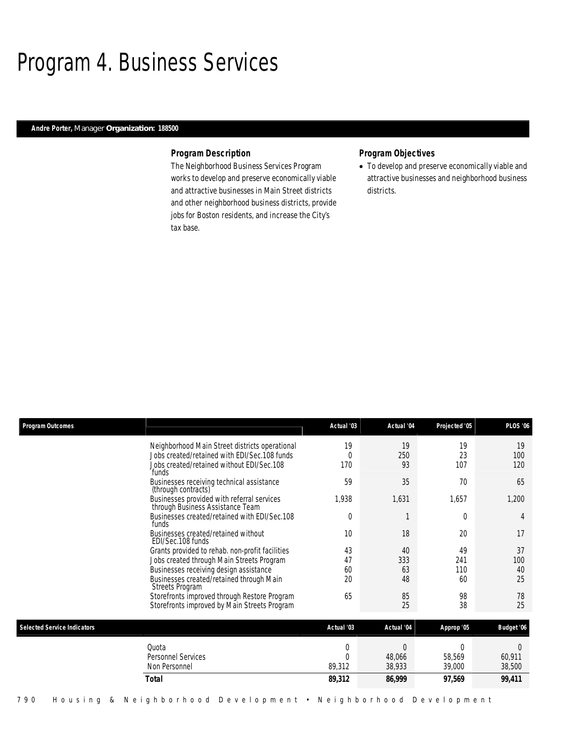# Program 4. Business Services

**Andre Porter,** Manager **Organization: 188500**

### Program Description

The Neighborhood Business Services Program works to develop and preserve economically viable and attractive businesses in Main Street districts and other neighborhood business districts, provide jobs for Boston residents, and increase the City's tax base.

### Program Objectives

- To develop and preserve economically viable and attractive businesses and neighborhood business districts.

| Program Outcomes | Actual '03 | Actual '04 | Projected '05 | PLOS '06 |
|---|---|---|---|---|
| Neighborhood Main Street districts operational | 19 | 19 | 19 | 19 |
| Jobs created/retained with EDI/Sec.108 funds | 0 | 250 | 23 | 100 |
| Jobs created/retained without EDI/Sec.108 funds | 170 | 93 | 107 | 120 |
| Businesses receiving technical assistance (through contracts) | 59 | 35 | 70 | 65 |
| Businesses provided with referral services through Business Assistance Team | 1,938 | 1,631 | 1,657 | 1,200 |
| Businesses created/retained with EDI/Sec.108 funds | 0 | 1 | 0 | 4 |
| Businesses created/retained without EDI/Sec.108 funds | 10 | 18 | 20 | 17 |
| Grants provided to rehab. non-profit facilities | 43 | 40 | 49 | 37 |
| Jobs created through Main Streets Program | 47 | 333 | 241 | 100 |
| Businesses receiving design assistance | 60 | 63 | 110 | 40 |
| Businesses created/retained through Main Streets Program | 20 | 48 | 60 | 25 |
| Storefronts improved through Restore Program | 65 | 85 | 98 | 78 |
| Storefronts improved by Main Streets Program | | 25 | 38 | 25 |

| Selected Service Indicators | Actual '03 | Actual '04 | Approp '05 | Budget '06 |
|---|---|---|---|---|
| Quota | 0 | 0 | 0 | 0 |
| Personnel Services | 0 | 48,066 | 58,569 | 60,911 |
| Non Personnel | 89,312 | 38,933 | 39,000 | 38,500 |
| **Total** | **89,312** | **86,999** | **97,569** | **99,411** |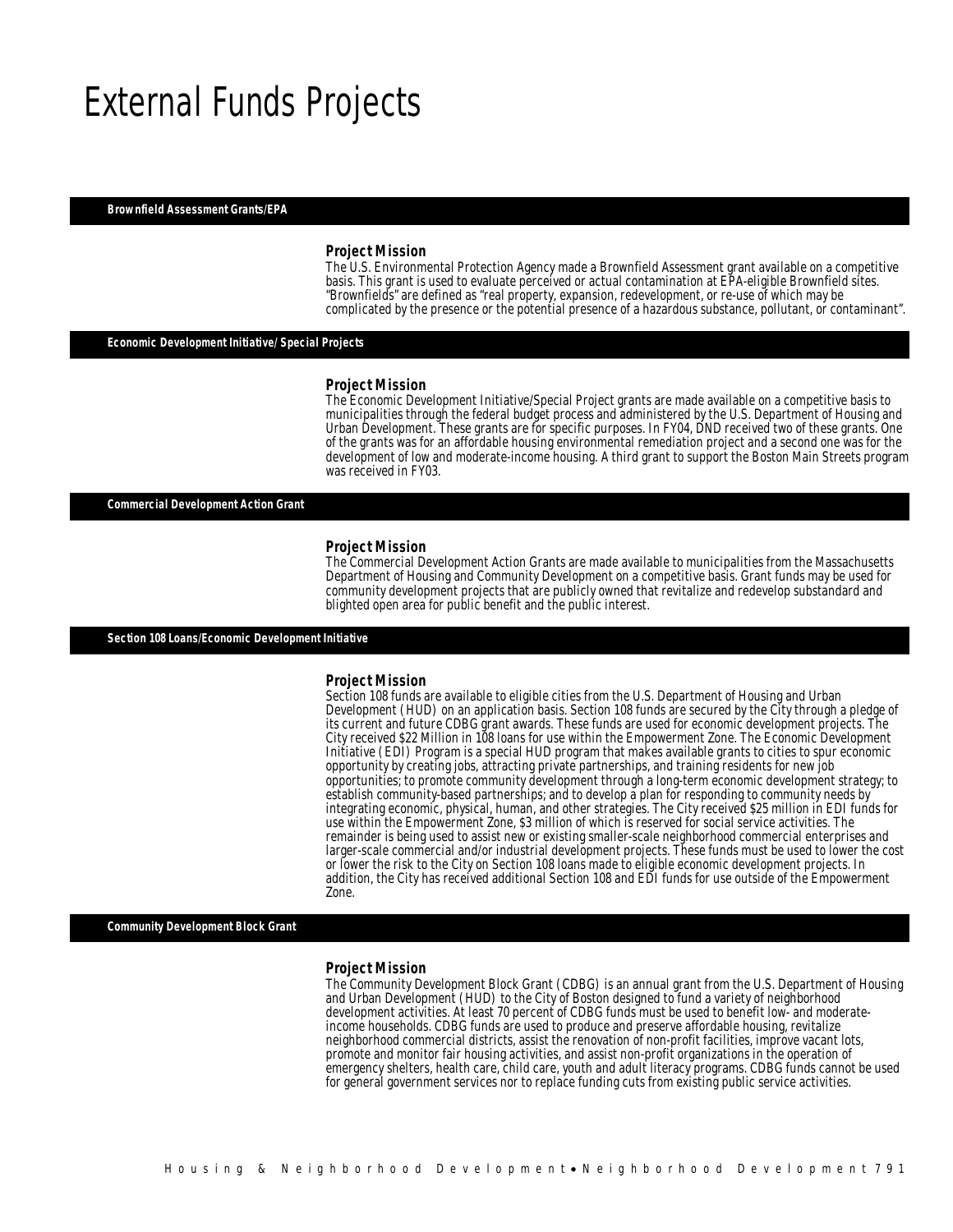# External Funds Projects

## Brownfield Assessment Grants/EPA

### Project Mission

The U.S. Environmental Protection Agency made a Brownfield Assessment grant available on a competitive basis. This grant is used to evaluate perceived or actual contamination at EPA-eligible Brownfield sites. "Brownfields" are defined as "real property, expansion, redevelopment, or re-use of which may be complicated by the presence or the potential presence of a hazardous substance, pollutant, or contaminant".

## Economic Development Initiative/ Special Projects

### Project Mission

The Economic Development Initiative/Special Project grants are made available on a competitive basis to municipalities through the federal budget process and administered by the U.S. Department of Housing and Urban Development. These grants are for specific purposes. In FY04, DND received two of these grants. One of the grants was for an affordable housing environmental remediation project and a second one was for the development of low and moderate-income housing. A third grant to support the Boston Main Streets program was received in FY03.

## Commercial Development Action Grant

### Project Mission

The Commercial Development Action Grants are made available to municipalities from the Massachusetts Department of Housing and Community Development on a competitive basis. Grant funds may be used for community development projects that are publicly owned that revitalize and redevelop substandard and blighted open area for public benefit and the public interest.

## Section 108 Loans/Economic Development Initiative

### Project Mission

Section 108 funds are available to eligible cities from the U.S. Department of Housing and Urban Development (HUD) on an application basis. Section 108 funds are secured by the City through a pledge of its current and future CDBG grant awards. These funds are used for economic development projects. The City received $22 Million in 108 loans for use within the Empowerment Zone. The Economic Development Initiative (EDI) Program is a special HUD program that makes available grants to cities to spur economic opportunity by creating jobs, attracting private partnerships, and training residents for new job opportunities; to promote community development through a long-term economic development strategy; to establish community-based partnerships; and to develop a plan for responding to community needs by integrating economic, physical, human, and other strategies. The City received $25 million in EDI funds for use within the Empowerment Zone, $3 million of which is reserved for social service activities. The remainder is being used to assist new or existing smaller-scale neighborhood commercial enterprises and larger-scale commercial and/or industrial development projects. These funds must be used to lower the cost or lower the risk to the City on Section 108 loans made to eligible economic development projects. In addition, the City has received additional Section 108 and EDI funds for use outside of the Empowerment Zone.

## Community Development Block Grant

### Project Mission

The Community Development Block Grant (CDBG) is an annual grant from the U.S. Department of Housing and Urban Development (HUD) to the City of Boston designed to fund a variety of neighborhood development activities. At least 70 percent of CDBG funds must be used to benefit low- and moderate-income households. CDBG funds are used to produce and preserve affordable housing, revitalize neighborhood commercial districts, assist the renovation of non-profit facilities, improve vacant lots, promote and monitor fair housing activities, and assist non-profit organizations in the operation of emergency shelters, health care, child care, youth and adult literacy programs. CDBG funds cannot be used for general government services nor to replace funding cuts from existing public service activities.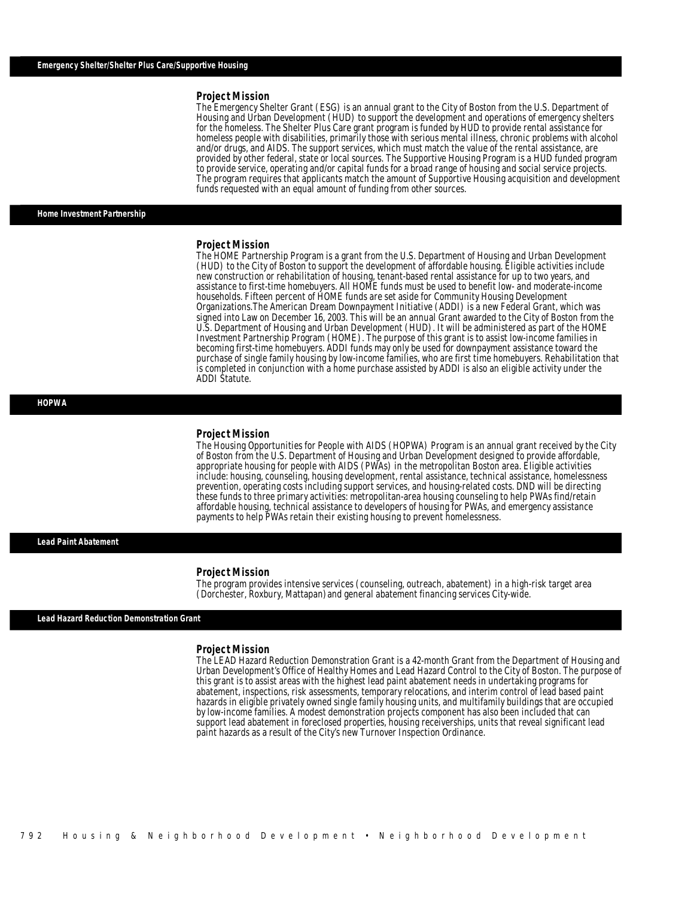## Emergency Shelter/Shelter Plus Care/Supportive Housing

### Project Mission

The Emergency Shelter Grant (ESG) is an annual grant to the City of Boston from the U.S. Department of Housing and Urban Development (HUD) to support the development and operations of emergency shelters for the homeless. The Shelter Plus Care grant program is funded by HUD to provide rental assistance for homeless people with disabilities, primarily those with serious mental illness, chronic problems with alcohol and/or drugs, and AIDS. The support services, which must match the value of the rental assistance, are provided by other federal, state or local sources. The Supportive Housing Program is a HUD funded program to provide service, operating and/or capital funds for a broad range of housing and social service projects. The program requires that applicants match the amount of Supportive Housing acquisition and development funds requested with an equal amount of funding from other sources.

## Home Investment Partnership

### Project Mission

The HOME Partnership Program is a grant from the U.S. Department of Housing and Urban Development (HUD) to the City of Boston to support the development of affordable housing. Eligible activities include new construction or rehabilitation of housing, tenant-based rental assistance for up to two years, and assistance to first-time homebuyers. All HOME funds must be used to benefit low- and moderate-income households. Fifteen percent of HOME funds are set aside for Community Housing Development Organizations.The American Dream Downpayment Initiative (ADDI) is a new Federal Grant, which was signed into Law on December 16, 2003. This will be an annual Grant awarded to the City of Boston from the U.S. Department of Housing and Urban Development (HUD). It will be administered as part of the HOME Investment Partnership Program (HOME). The purpose of this grant is to assist low-income families in becoming first-time homebuyers. ADDI funds may only be used for downpayment assistance toward the purchase of single family housing by low-income families, who are first time homebuyers. Rehabilitation that is completed in conjunction with a home purchase assisted by ADDI is also an eligible activity under the ADDI Statute.

## HOPWA

### Project Mission

The Housing Opportunities for People with AIDS (HOPWA) Program is an annual grant received by the City of Boston from the U.S. Department of Housing and Urban Development designed to provide affordable, appropriate housing for people with AIDS (PWAs) in the metropolitan Boston area. Eligible activities include: housing, counseling, housing development, rental assistance, technical assistance, homelessness prevention, operating costs including support services, and housing-related costs. DND will be directing these funds to three primary activities: metropolitan-area housing counseling to help PWAs find/retain affordable housing, technical assistance to developers of housing for PWAs, and emergency assistance payments to help PWAs retain their existing housing to prevent homelessness.

## Lead Paint Abatement

### Project Mission

The program provides intensive services (counseling, outreach, abatement) in a high-risk target area (Dorchester, Roxbury, Mattapan) and general abatement financing services City-wide.

## Lead Hazard Reduction Demonstration Grant

### Project Mission

The LEAD Hazard Reduction Demonstration Grant is a 42-month Grant from the Department of Housing and Urban Development's Office of Healthy Homes and Lead Hazard Control to the City of Boston. The purpose of this grant is to assist areas with the highest lead paint abatement needs in undertaking programs for abatement, inspections, risk assessments, temporary relocations, and interim control of lead based paint hazards in eligible privately owned single family housing units, and multifamily buildings that are occupied by low-income families. A modest demonstration projects component has also been included that can support lead abatement in foreclosed properties, housing receiverships, units that reveal significant lead paint hazards as a result of the City's new Turnover Inspection Ordinance.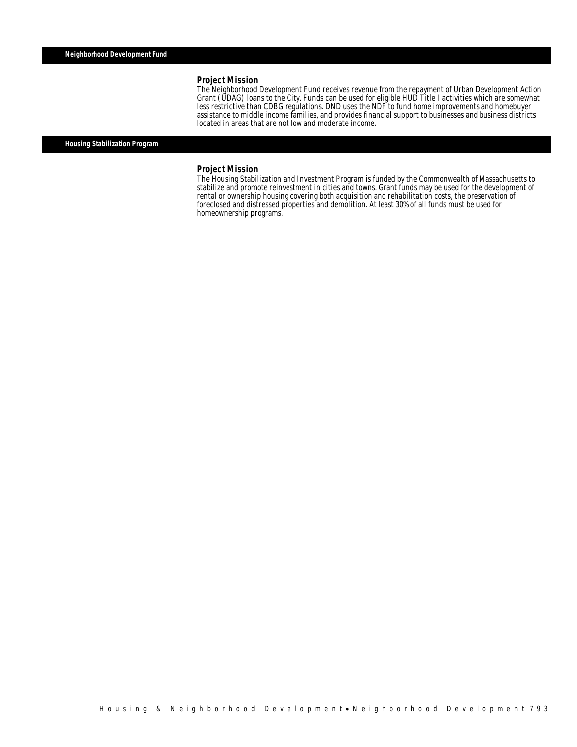## Neighborhood Development Fund

### Project Mission

The Neighborhood Development Fund receives revenue from the repayment of Urban Development Action Grant (UDAG) loans to the City. Funds can be used for eligible HUD Title I activities which are somewhat less restrictive than CDBG regulations. DND uses the NDF to fund home improvements and homebuyer assistance to middle income families, and provides financial support to businesses and business districts located in areas that are not low and moderate income.

## Housing Stabilization Program

### Project Mission

The Housing Stabilization and Investment Program is funded by the Commonwealth of Massachusetts to stabilize and promote reinvestment in cities and towns. Grant funds may be used for the development of rental or ownership housing covering both acquisition and rehabilitation costs, the preservation of foreclosed and distressed properties and demolition. At least 30% of all funds must be used for homeownership programs.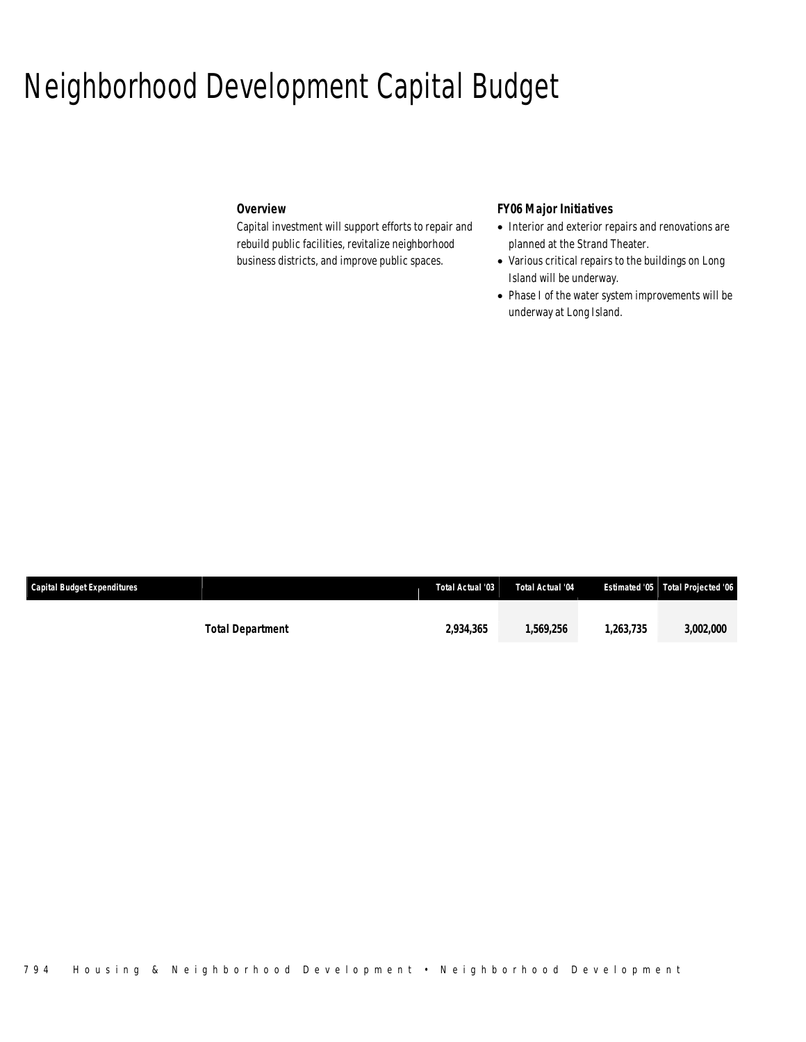# Neighborhood Development Capital Budget

### Overview

Capital investment will support efforts to repair and rebuild public facilities, revitalize neighborhood business districts, and improve public spaces.

### FY06 Major Initiatives

- Interior and exterior repairs and renovations are planned at the Strand Theater.
- Various critical repairs to the buildings on Long Island will be underway.
- Phase I of the water system improvements will be underway at Long Island.

| Capital Budget Expenditures | | Total Actual '03 | Total Actual '04 | Estimated '05 | Total Projected '06 |
|---|---|---|---|---|---|
| | **Total Department** | **2,934,365** | **1,569,256** | **1,263,735** | **3,002,000** |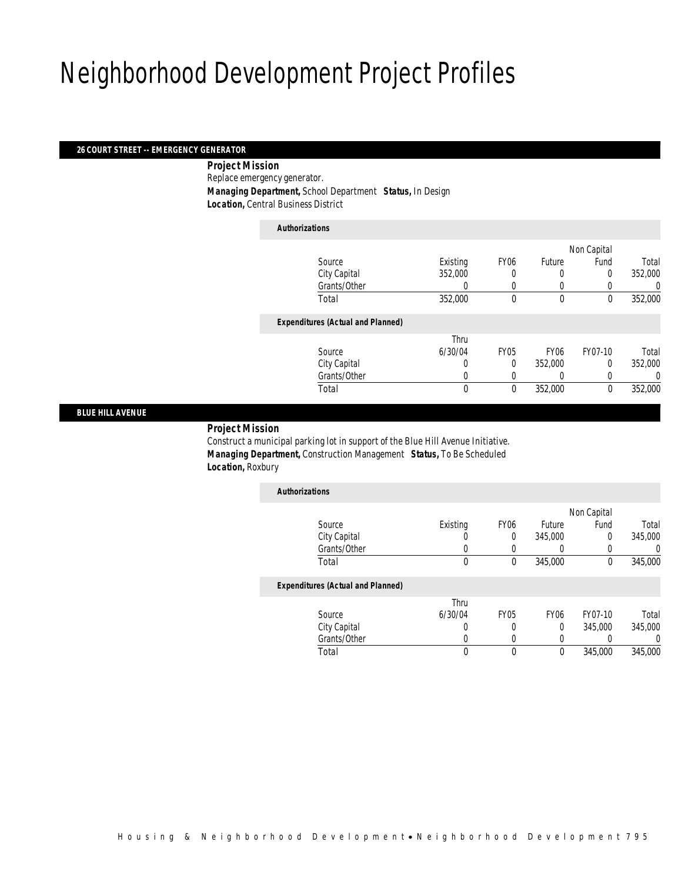# Neighborhood Development Project Profiles

## 26 COURT STREET -- EMERGENCY GENERATOR

**Project Mission**

Replace emergency generator.

**Managing Department,** School Department **Status,** In Design

**Location,** Central Business District

**Authorizations**

| Source | Existing | FY06 | Future | Non Capital Fund | Total |
|---|---|---|---|---|---|
| City Capital | 352,000 | 0 | 0 | 0 | 352,000 |
| Grants/Other | 0 | 0 | 0 | 0 | 0 |
| Total | 352,000 | 0 | 0 | 0 | 352,000 |

**Expenditures (Actual and Planned)**

| Source | Thru 6/30/04 | FY05 | FY06 | FY07-10 | Total |
|---|---|---|---|---|---|
| City Capital | 0 | 0 | 352,000 | 0 | 352,000 |
| Grants/Other | 0 | 0 | 0 | 0 | 0 |
| Total | 0 | 0 | 352,000 | 0 | 352,000 |

## BLUE HILL AVENUE

**Project Mission**

Construct a municipal parking lot in support of the Blue Hill Avenue Initiative.

**Managing Department,** Construction Management **Status,** To Be Scheduled

**Location,** Roxbury

**Authorizations**

| Source | Existing | FY06 | Future | Non Capital Fund | Total |
|---|---|---|---|---|---|
| City Capital | 0 | 0 | 345,000 | 0 | 345,000 |
| Grants/Other | 0 | 0 | 0 | 0 | 0 |
| Total | 0 | 0 | 345,000 | 0 | 345,000 |

**Expenditures (Actual and Planned)**

| Source | Thru 6/30/04 | FY05 | FY06 | FY07-10 | Total |
|---|---|---|---|---|---|
| City Capital | 0 | 0 | 0 | 345,000 | 345,000 |
| Grants/Other | 0 | 0 | 0 | 0 | 0 |
| Total | 0 | 0 | 0 | 345,000 | 345,000 |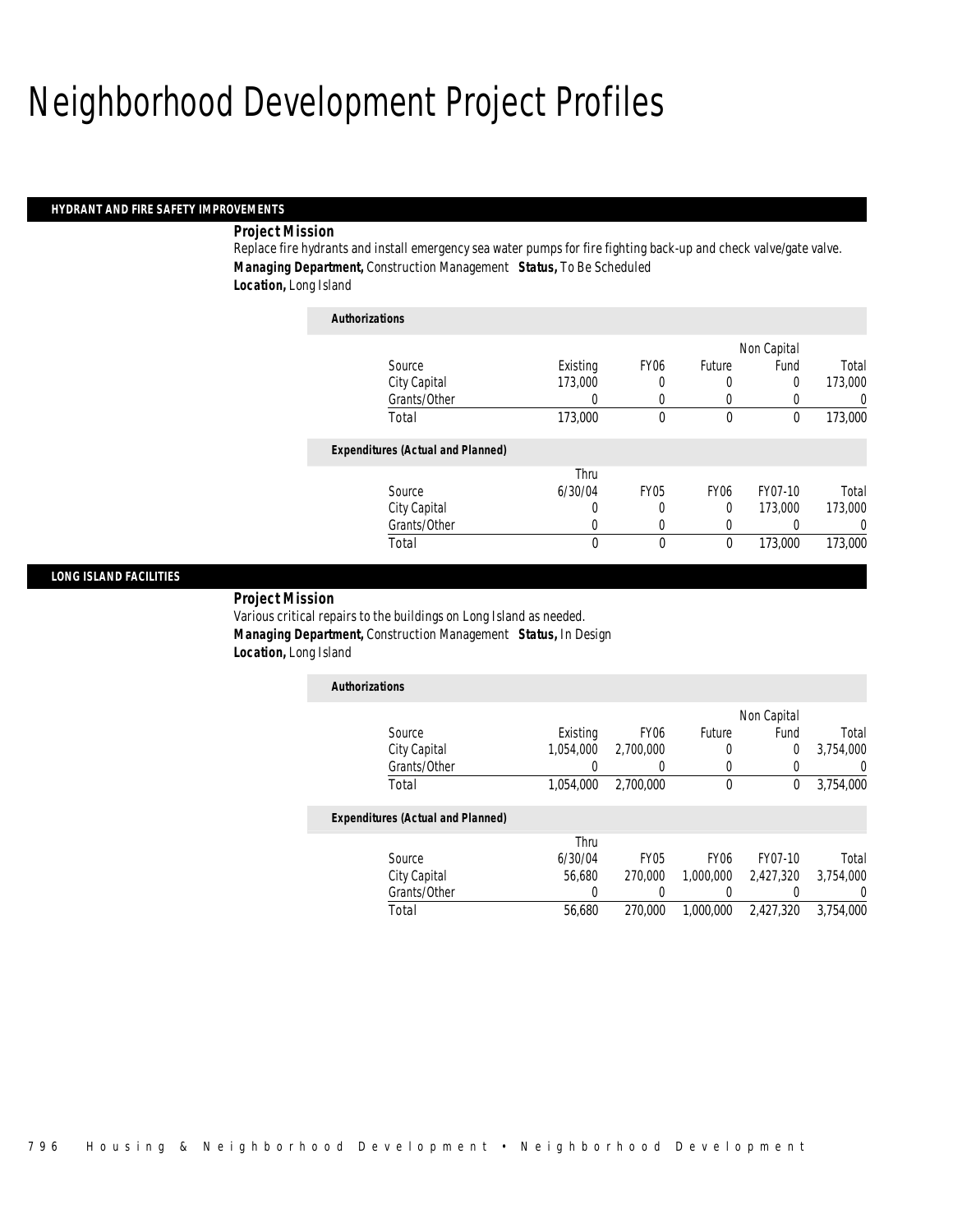# Neighborhood Development Project Profiles

## HYDRANT AND FIRE SAFETY IMPROVEMENTS

***Project Mission***

Replace fire hydrants and install emergency sea water pumps for fire fighting back-up and check valve/gate valve.

***Managing Department,*** Construction Management ***Status,*** To Be Scheduled

***Location,*** Long Island

***Authorizations***

| Source | Existing | FY06 | Future | Non Capital Fund | Total |
|---|---|---|---|---|---|
| City Capital | 173,000 | 0 | 0 | 0 | 173,000 |
| Grants/Other | 0 | 0 | 0 | 0 | 0 |
| Total | 173,000 | 0 | 0 | 0 | 173,000 |

***Expenditures (Actual and Planned)***

| Source | Thru 6/30/04 | FY05 | FY06 | FY07-10 | Total |
|---|---|---|---|---|---|
| City Capital | 0 | 0 | 0 | 173,000 | 173,000 |
| Grants/Other | 0 | 0 | 0 | 0 | 0 |
| Total | 0 | 0 | 0 | 173,000 | 173,000 |

## LONG ISLAND FACILITIES

***Project Mission***

Various critical repairs to the buildings on Long Island as needed.

***Managing Department,*** Construction Management ***Status,*** In Design

***Location,*** Long Island

***Authorizations***

| Source | Existing | FY06 | Future | Non Capital Fund | Total |
|---|---|---|---|---|---|
| City Capital | 1,054,000 | 2,700,000 | 0 | 0 | 3,754,000 |
| Grants/Other | 0 | 0 | 0 | 0 | 0 |
| Total | 1,054,000 | 2,700,000 | 0 | 0 | 3,754,000 |

***Expenditures (Actual and Planned)***

| Source | Thru 6/30/04 | FY05 | FY06 | FY07-10 | Total |
|---|---|---|---|---|---|
| City Capital | 56,680 | 270,000 | 1,000,000 | 2,427,320 | 3,754,000 |
| Grants/Other | 0 | 0 | 0 | 0 | 0 |
| Total | 56,680 | 270,000 | 1,000,000 | 2,427,320 | 3,754,000 |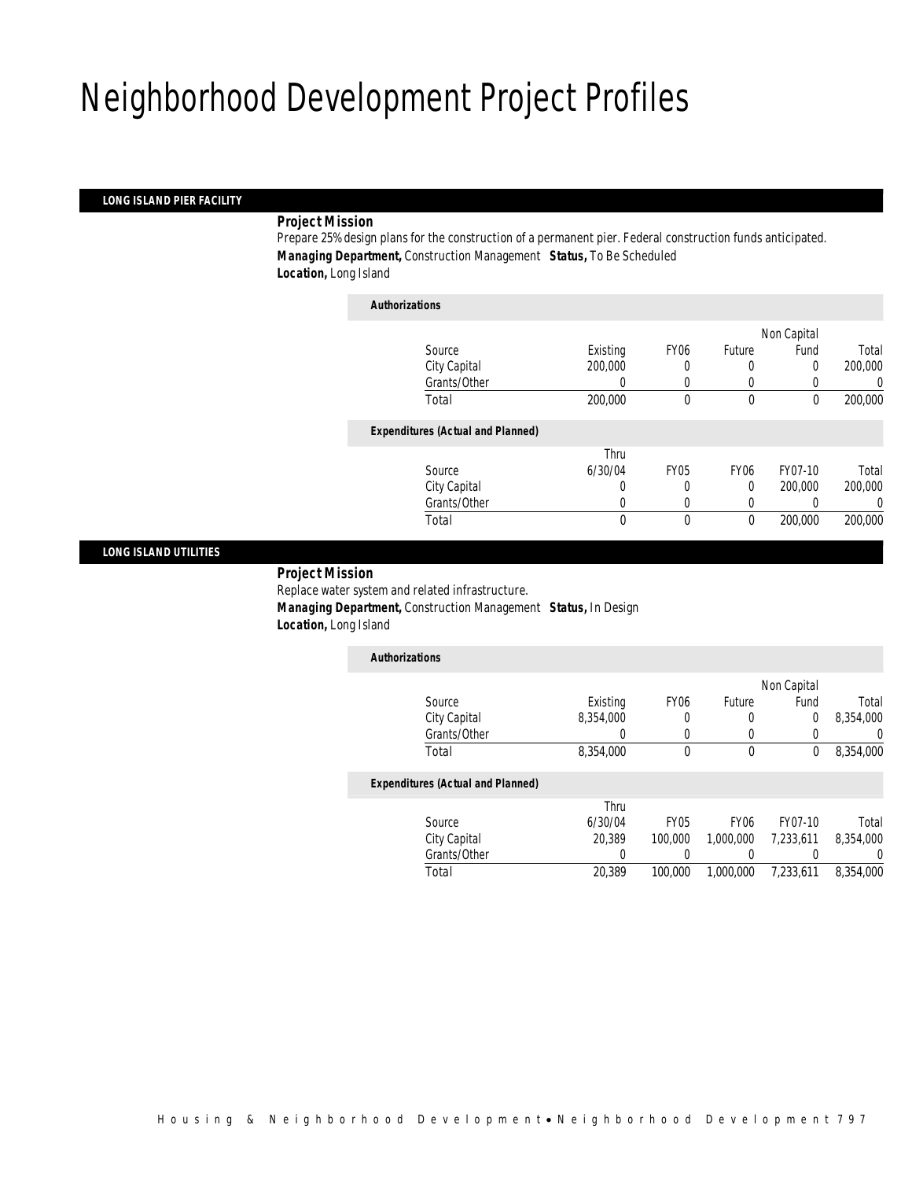# Neighborhood Development Project Profiles

### LONG ISLAND PIER FACILITY

***Project Mission***

Prepare 25% design plans for the construction of a permanent pier. Federal construction funds anticipated.

***Managing Department,*** Construction Management ***Status,*** To Be Scheduled

***Location,*** Long Island

***Authorizations***

| Source | Existing | FY06 | Future | Non Capital Fund | Total |
|---|---|---|---|---|---|
| City Capital | 200,000 | 0 | 0 | 0 | 200,000 |
| Grants/Other | 0 | 0 | 0 | 0 | 0 |
| Total | 200,000 | 0 | 0 | 0 | 200,000 |

***Expenditures (Actual and Planned)***

| Source | Thru 6/30/04 | FY05 | FY06 | FY07-10 | Total |
|---|---|---|---|---|---|
| City Capital | 0 | 0 | 0 | 200,000 | 200,000 |
| Grants/Other | 0 | 0 | 0 | 0 | 0 |
| Total | 0 | 0 | 0 | 200,000 | 200,000 |

### LONG ISLAND UTILITIES

***Project Mission***

Replace water system and related infrastructure.

***Managing Department,*** Construction Management ***Status,*** In Design

***Location,*** Long Island

***Authorizations***

| Source | Existing | FY06 | Future | Non Capital Fund | Total |
|---|---|---|---|---|---|
| City Capital | 8,354,000 | 0 | 0 | 0 | 8,354,000 |
| Grants/Other | 0 | 0 | 0 | 0 | 0 |
| Total | 8,354,000 | 0 | 0 | 0 | 8,354,000 |

***Expenditures (Actual and Planned)***

| Source | Thru 6/30/04 | FY05 | FY06 | FY07-10 | Total |
|---|---|---|---|---|---|
| City Capital | 20,389 | 100,000 | 1,000,000 | 7,233,611 | 8,354,000 |
| Grants/Other | 0 | 0 | 0 | 0 | 0 |
| Total | 20,389 | 100,000 | 1,000,000 | 7,233,611 | 8,354,000 |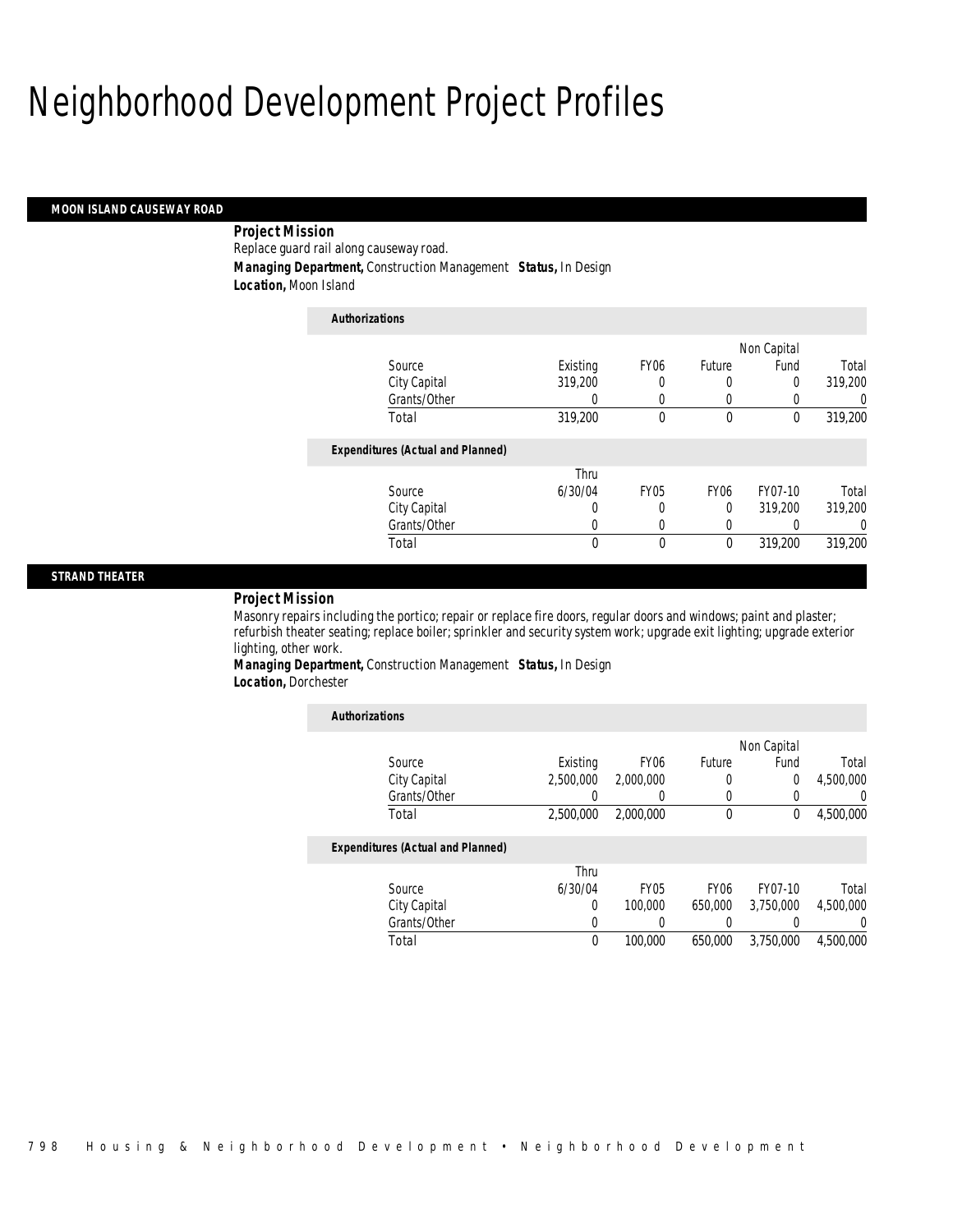# Neighborhood Development Project Profiles

## MOON ISLAND CAUSEWAY ROAD

***Project Mission***

Replace guard rail along causeway road.

***Managing Department,*** Construction Management ***Status,*** In Design

***Location,*** Moon Island

***Authorizations***

| Source | Existing | FY06 | Future | Non Capital Fund | Total |
|---|---|---|---|---|---|
| City Capital | 319,200 | 0 | 0 | 0 | 319,200 |
| Grants/Other | 0 | 0 | 0 | 0 | 0 |
| Total | 319,200 | 0 | 0 | 0 | 319,200 |

***Expenditures (Actual and Planned)***

| Source | Thru 6/30/04 | FY05 | FY06 | FY07-10 | Total |
|---|---|---|---|---|---|
| City Capital | 0 | 0 | 0 | 319,200 | 319,200 |
| Grants/Other | 0 | 0 | 0 | 0 | 0 |
| Total | 0 | 0 | 0 | 319,200 | 319,200 |

## STRAND THEATER

***Project Mission***

Masonry repairs including the portico; repair or replace fire doors, regular doors and windows; paint and plaster; refurbish theater seating; replace boiler; sprinkler and security system work; upgrade exit lighting; upgrade exterior lighting, other work.

***Managing Department,*** Construction Management ***Status,*** In Design

***Location,*** Dorchester

***Authorizations***

| Source | Existing | FY06 | Future | Non Capital Fund | Total |
|---|---|---|---|---|---|
| City Capital | 2,500,000 | 2,000,000 | 0 | 0 | 4,500,000 |
| Grants/Other | 0 | 0 | 0 | 0 | 0 |
| Total | 2,500,000 | 2,000,000 | 0 | 0 | 4,500,000 |

***Expenditures (Actual and Planned)***

| Source | Thru 6/30/04 | FY05 | FY06 | FY07-10 | Total |
|---|---|---|---|---|---|
| City Capital | 0 | 100,000 | 650,000 | 3,750,000 | 4,500,000 |
| Grants/Other | 0 | 0 | 0 | 0 | 0 |
| Total | 0 | 100,000 | 650,000 | 3,750,000 | 4,500,000 |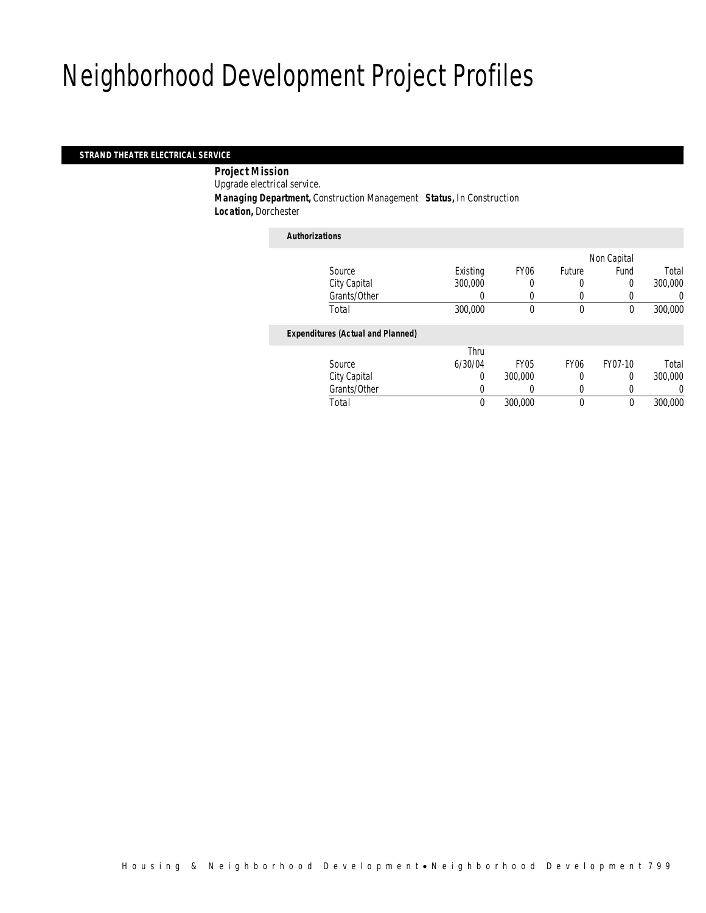# Neighborhood Development Project Profiles

### STRAND THEATER ELECTRICAL SERVICE

**Project Mission**

Upgrade electrical service.

**Managing Department,** Construction Management **Status,** In Construction

**Location,** Dorchester

***Authorizations***

| Source | Existing | FY06 | Future | Non Capital Fund | Total |
|---|---|---|---|---|---|
| City Capital | 300,000 | 0 | 0 | 0 | 300,000 |
| Grants/Other | 0 | 0 | 0 | 0 | 0 |
| Total | 300,000 | 0 | 0 | 0 | 300,000 |

***Expenditures (Actual and Planned)***

| Source | Thru 6/30/04 | FY05 | FY06 | FY07-10 | Total |
|---|---|---|---|---|---|
| City Capital | 0 | 300,000 | 0 | 0 | 300,000 |
| Grants/Other | 0 | 0 | 0 | 0 | 0 |
| Total | 0 | 300,000 | 0 | 0 | 300,000 |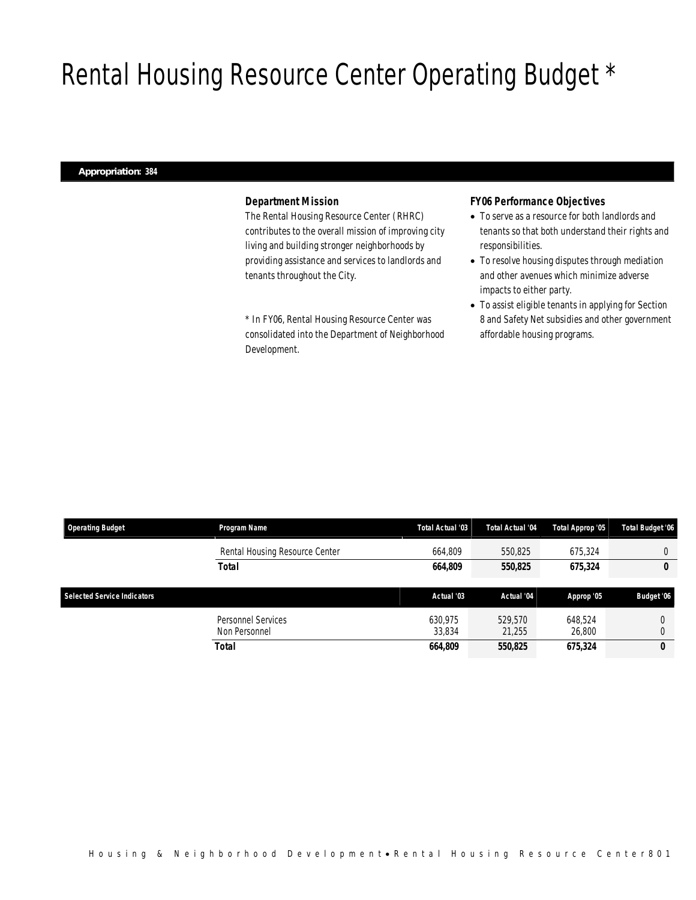# Rental Housing Resource Center Operating Budget *

**Appropriation: 384**

### Department Mission

The Rental Housing Resource Center (RHRC) contributes to the overall mission of improving city living and building stronger neighborhoods by providing assistance and services to landlords and tenants throughout the City.

* In FY06, Rental Housing Resource Center was consolidated into the Department of Neighborhood Development.

### FY06 Performance Objectives

- To serve as a resource for both landlords and tenants so that both understand their rights and responsibilities.
- To resolve housing disputes through mediation and other avenues which minimize adverse impacts to either party.
- To assist eligible tenants in applying for Section 8 and Safety Net subsidies and other government affordable housing programs.

| Operating Budget | Program Name | Total Actual '03 | Total Actual '04 | Total Approp '05 | Total Budget '06 |
|---|---|---|---|---|---|
| | Rental Housing Resource Center | 664,809 | 550,825 | 675,324 | 0 |
| | **Total** | **664,809** | **550,825** | **675,324** | **0** |

| Selected Service Indicators | | Actual '03 | Actual '04 | Approp '05 | Budget '06 |
|---|---|---|---|---|---|
| | Personnel Services | 630,975 | 529,570 | 648,524 | 0 |
| | Non Personnel | 33,834 | 21,255 | 26,800 | 0 |
| | **Total** | **664,809** | **550,825** | **675,324** | **0** |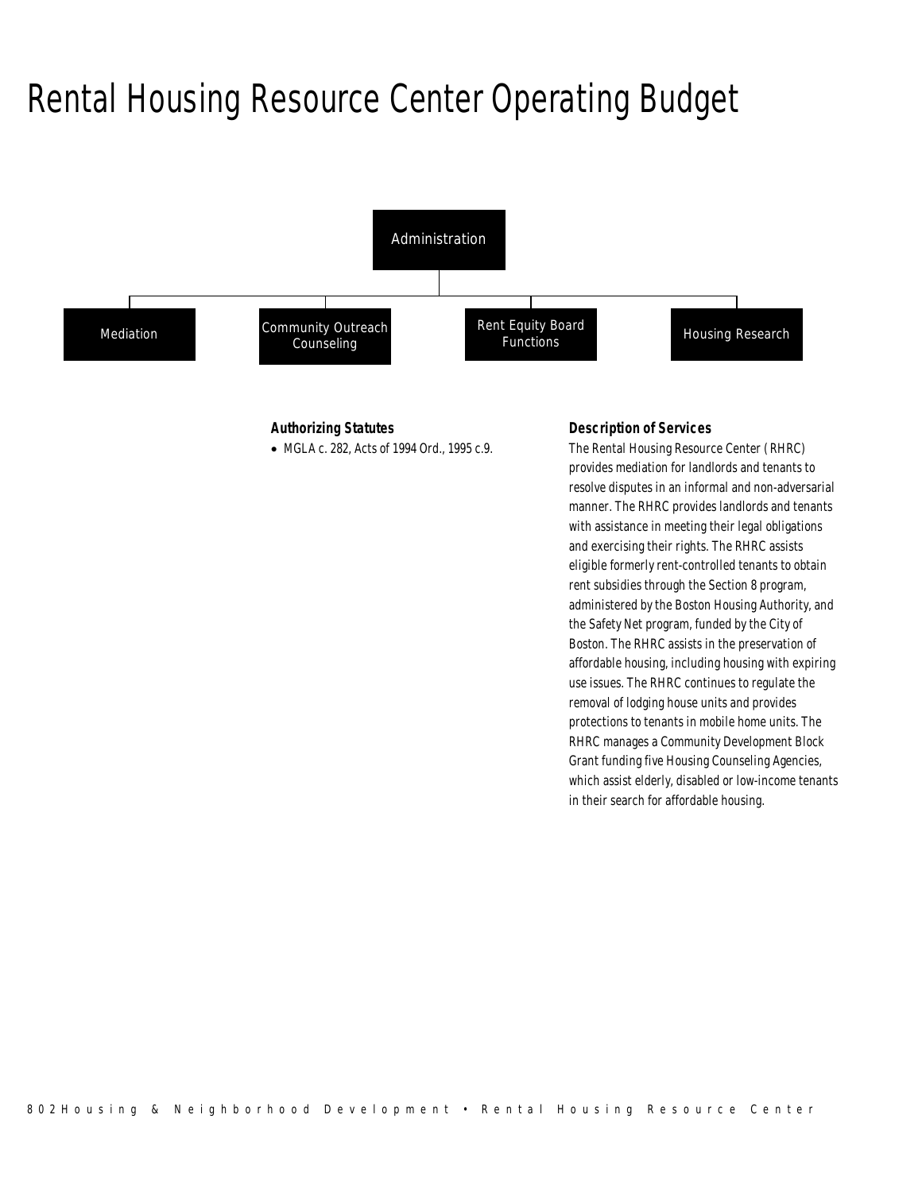# Rental Housing Resource Center Operating Budget

Administration

- Mediation
- Community Outreach Counseling
- Rent Equity Board Functions
- Housing Research

**Authorizing Statutes**

- MGLA c. 282, Acts of 1994 Ord., 1995 c.9.

**Description of Services**

The Rental Housing Resource Center (RHRC) provides mediation for landlords and tenants to resolve disputes in an informal and non-adversarial manner. The RHRC provides landlords and tenants with assistance in meeting their legal obligations and exercising their rights. The RHRC assists eligible formerly rent-controlled tenants to obtain rent subsidies through the Section 8 program, administered by the Boston Housing Authority, and the Safety Net program, funded by the City of Boston. The RHRC assists in the preservation of affordable housing, including housing with expiring use issues. The RHRC continues to regulate the removal of lodging house units and provides protections to tenants in mobile home units. The RHRC manages a Community Development Block Grant funding five Housing Counseling Agencies, which assist elderly, disabled or low-income tenants in their search for affordable housing.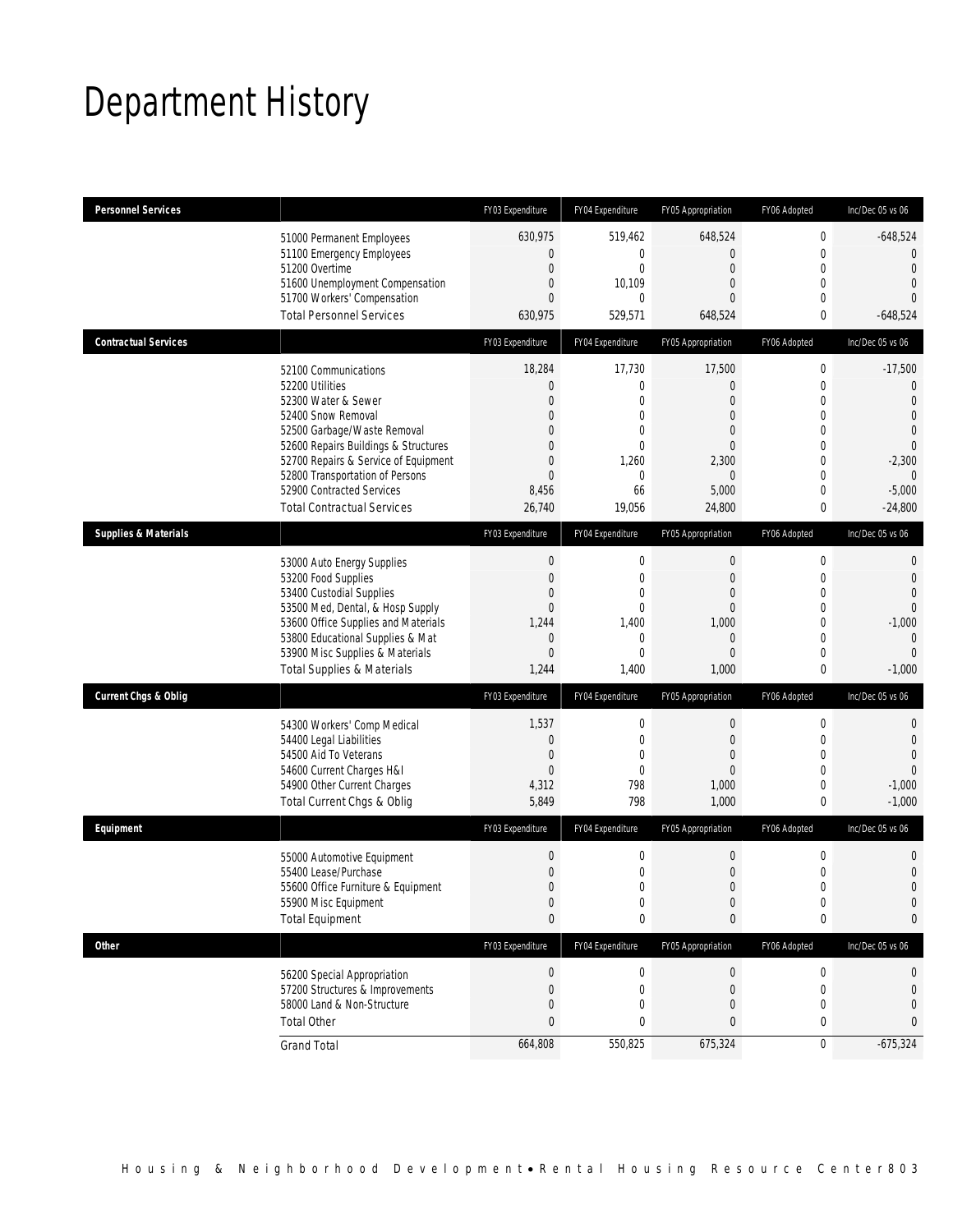# Department History

| Personnel Services | | FY03 Expenditure | FY04 Expenditure | FY05 Appropriation | FY06 Adopted | Inc/Dec 05 vs 06 |
|---|---|---|---|---|---|---|
| | 51000 Permanent Employees | 630,975 | 519,462 | 648,524 | 0 | -648,524 |
| | 51100 Emergency Employees | 0 | 0 | 0 | 0 | 0 |
| | 51200 Overtime | 0 | 0 | 0 | 0 | 0 |
| | 51600 Unemployment Compensation | 0 | 10,109 | 0 | 0 | 0 |
| | 51700 Workers' Compensation | 0 | 0 | 0 | 0 | 0 |
| | Total Personnel Services | 630,975 | 529,571 | 648,524 | 0 | -648,524 |
| **Contractual Services** | | FY03 Expenditure | FY04 Expenditure | FY05 Appropriation | FY06 Adopted | Inc/Dec 05 vs 06 |
| | 52100 Communications | 18,284 | 17,730 | 17,500 | 0 | -17,500 |
| | 52200 Utilities | 0 | 0 | 0 | 0 | 0 |
| | 52300 Water & Sewer | 0 | 0 | 0 | 0 | 0 |
| | 52400 Snow Removal | 0 | 0 | 0 | 0 | 0 |
| | 52500 Garbage/Waste Removal | 0 | 0 | 0 | 0 | 0 |
| | 52600 Repairs Buildings & Structures | 0 | 0 | 0 | 0 | 0 |
| | 52700 Repairs & Service of Equipment | 0 | 1,260 | 2,300 | 0 | -2,300 |
| | 52800 Transportation of Persons | 0 | 0 | 0 | 0 | 0 |
| | 52900 Contracted Services | 8,456 | 66 | 5,000 | 0 | -5,000 |
| | Total Contractual Services | 26,740 | 19,056 | 24,800 | 0 | -24,800 |
| **Supplies & Materials** | | FY03 Expenditure | FY04 Expenditure | FY05 Appropriation | FY06 Adopted | Inc/Dec 05 vs 06 |
| | 53000 Auto Energy Supplies | 0 | 0 | 0 | 0 | 0 |
| | 53200 Food Supplies | 0 | 0 | 0 | 0 | 0 |
| | 53400 Custodial Supplies | 0 | 0 | 0 | 0 | 0 |
| | 53500 Med, Dental, & Hosp Supply | 0 | 0 | 0 | 0 | 0 |
| | 53600 Office Supplies and Materials | 1,244 | 1,400 | 1,000 | 0 | -1,000 |
| | 53800 Educational Supplies & Mat | 0 | 0 | 0 | 0 | 0 |
| | 53900 Misc Supplies & Materials | 0 | 0 | 0 | 0 | 0 |
| | Total Supplies & Materials | 1,244 | 1,400 | 1,000 | 0 | -1,000 |
| **Current Chgs & Oblig** | | FY03 Expenditure | FY04 Expenditure | FY05 Appropriation | FY06 Adopted | Inc/Dec 05 vs 06 |
| | 54300 Workers' Comp Medical | 1,537 | 0 | 0 | 0 | 0 |
| | 54400 Legal Liabilities | 0 | 0 | 0 | 0 | 0 |
| | 54500 Aid To Veterans | 0 | 0 | 0 | 0 | 0 |
| | 54600 Current Charges H&I | 0 | 0 | 0 | 0 | 0 |
| | 54900 Other Current Charges | 4,312 | 798 | 1,000 | 0 | -1,000 |
| | Total Current Chgs & Oblig | 5,849 | 798 | 1,000 | 0 | -1,000 |
| **Equipment** | | FY03 Expenditure | FY04 Expenditure | FY05 Appropriation | FY06 Adopted | Inc/Dec 05 vs 06 |
| | 55000 Automotive Equipment | 0 | 0 | 0 | 0 | 0 |
| | 55400 Lease/Purchase | 0 | 0 | 0 | 0 | 0 |
| | 55600 Office Furniture & Equipment | 0 | 0 | 0 | 0 | 0 |
| | 55900 Misc Equipment | 0 | 0 | 0 | 0 | 0 |
| | Total Equipment | 0 | 0 | 0 | 0 | 0 |
| **Other** | | FY03 Expenditure | FY04 Expenditure | FY05 Appropriation | FY06 Adopted | Inc/Dec 05 vs 06 |
| | 56200 Special Appropriation | 0 | 0 | 0 | 0 | 0 |
| | 57200 Structures & Improvements | 0 | 0 | 0 | 0 | 0 |
| | 58000 Land & Non-Structure | 0 | 0 | 0 | 0 | 0 |
| | Total Other | 0 | 0 | 0 | 0 | 0 |
| | Grand Total | 664,808 | 550,825 | 675,324 | 0 | -675,324 |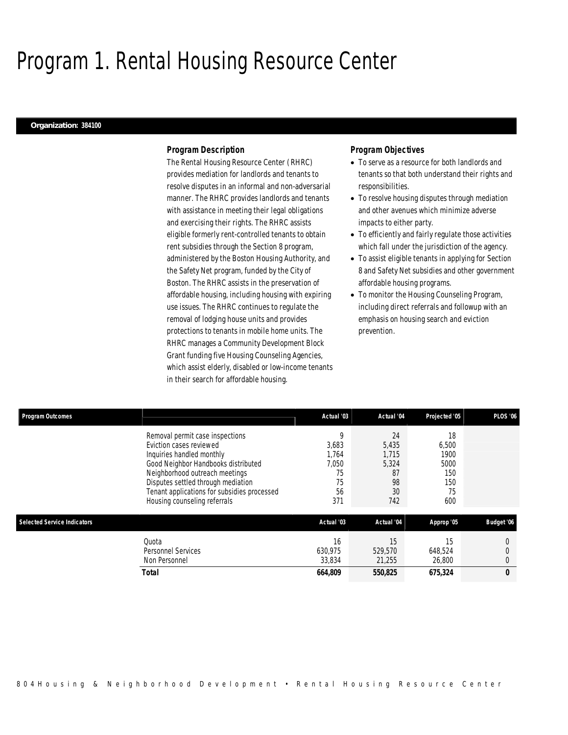# Program 1. Rental Housing Resource Center

**Organization: 384100**

### Program Description

The Rental Housing Resource Center (RHRC) provides mediation for landlords and tenants to resolve disputes in an informal and non-adversarial manner. The RHRC provides landlords and tenants with assistance in meeting their legal obligations and exercising their rights. The RHRC assists eligible formerly rent-controlled tenants to obtain rent subsidies through the Section 8 program, administered by the Boston Housing Authority, and the Safety Net program, funded by the City of Boston. The RHRC assists in the preservation of affordable housing, including housing with expiring use issues. The RHRC continues to regulate the removal of lodging house units and provides protections to tenants in mobile home units. The RHRC manages a Community Development Block Grant funding five Housing Counseling Agencies, which assist elderly, disabled or low-income tenants in their search for affordable housing.

### Program Objectives

- To serve as a resource for both landlords and tenants so that both understand their rights and responsibilities.
- To resolve housing disputes through mediation and other avenues which minimize adverse impacts to either party.
- To efficiently and fairly regulate those activities which fall under the jurisdiction of the agency.
- To assist eligible tenants in applying for Section 8 and Safety Net subsidies and other government affordable housing programs.
- To monitor the Housing Counseling Program, including direct referrals and followup with an emphasis on housing search and eviction prevention.

| Program Outcomes | Actual '03 | Actual '04 | Projected '05 | PLOS '06 |
|---|---|---|---|---|
| Removal permit case inspections | 9 | 24 | 18 | |
| Eviction cases reviewed | 3,683 | 5,435 | 6,500 | |
| Inquiries handled monthly | 1,764 | 1,715 | 1900 | |
| Good Neighbor Handbooks distributed | 7,050 | 5,324 | 5000 | |
| Neighborhood outreach meetings | 75 | 87 | 150 | |
| Disputes settled through mediation | 75 | 98 | 150 | |
| Tenant applications for subsidies processed | 56 | 30 | 75 | |
| Housing counseling referrals | 371 | 742 | 600 | |

| Selected Service Indicators | Actual '03 | Actual '04 | Approp '05 | Budget '06 |
|---|---|---|---|---|
| Quota | 16 | 15 | 15 | 0 |
| Personnel Services | 630,975 | 529,570 | 648,524 | 0 |
| Non Personnel | 33,834 | 21,255 | 26,800 | 0 |
| **Total** | **664,809** | **550,825** | **675,324** | **0** |